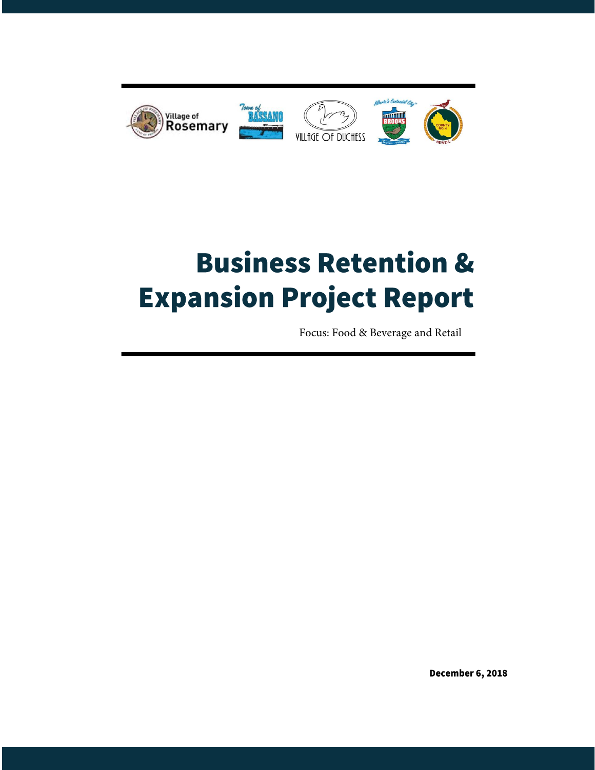# Business Retention & Expansion Project Report

Focus: Food & Beverage and Retail

December 6, 2018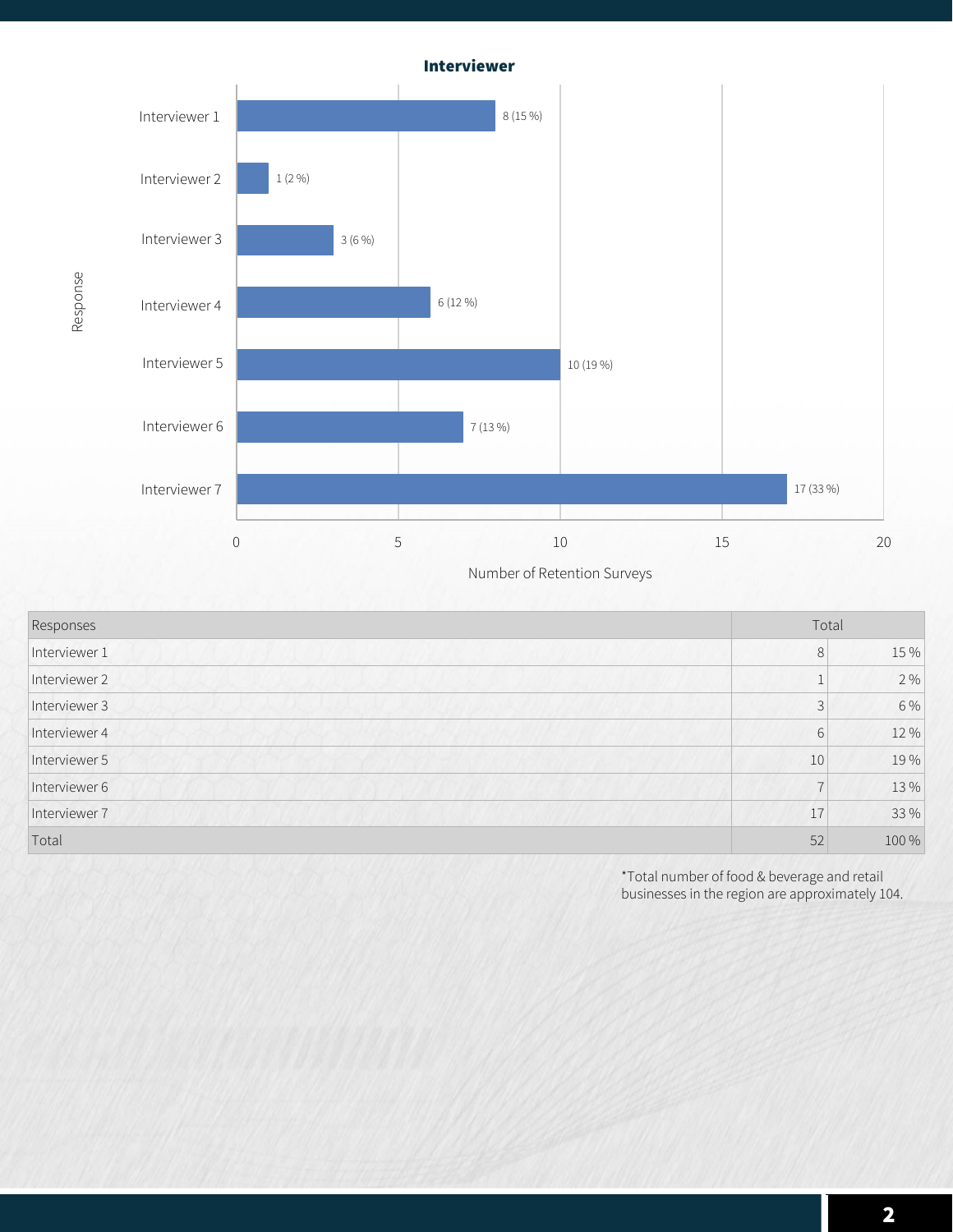## Interviewer

| Responses | Total | |
|---|---|---|
| Interviewer 1 | 8 | 15 % |
| Interviewer 2 | 1 | 2 % |
| Interviewer 3 | 3 | 6 % |
| Interviewer 4 | 6 | 12 % |
| Interviewer 5 | 10 | 19 % |
| Interviewer 6 | 7 | 13 % |
| Interviewer 7 | 17 | 33 % |
| Total | 52 | 100 % |

*Total number of food & beverage and retail businesses in the region are approximately 104.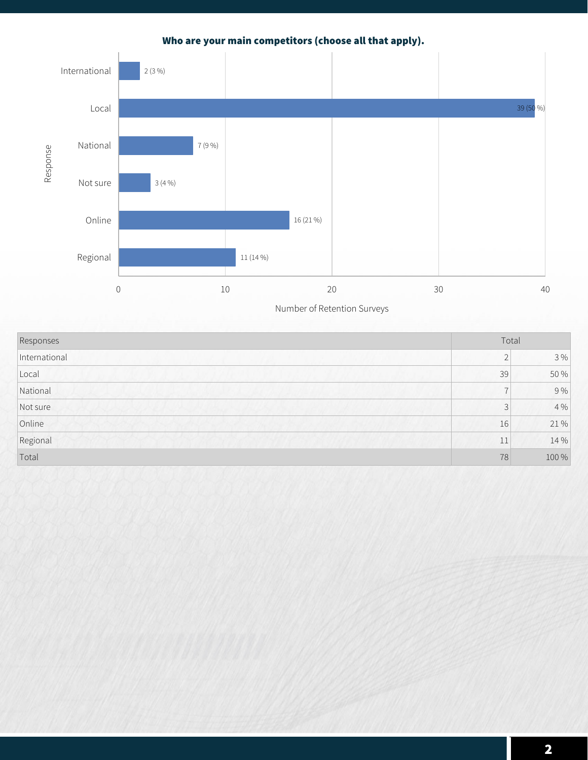**Who are your main competitors (choose all that apply).**

| Responses | Total | |
|---|---|---|
| International | 2 | 3 % |
| Local | 39 | 50 % |
| National | 7 | 9 % |
| Not sure | 3 | 4 % |
| Online | 16 | 21 % |
| Regional | 11 | 14 % |
| Total | 78 | 100 % |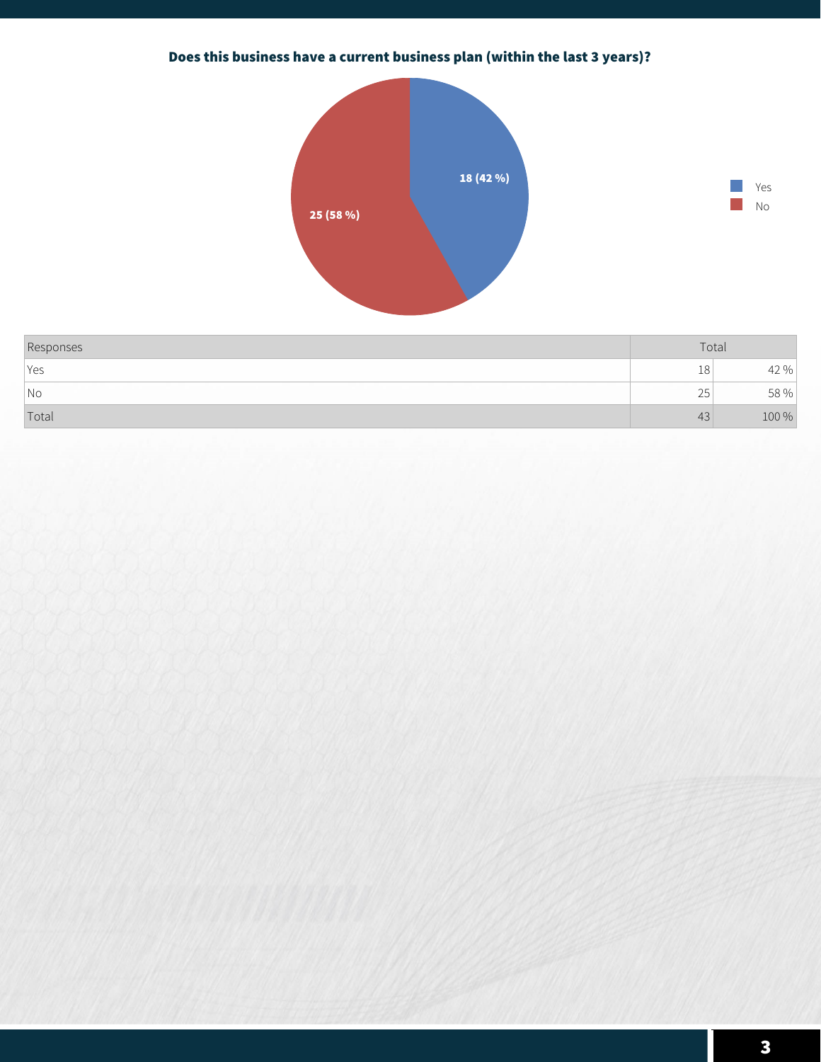**Does this business have a current business plan (within the last 3 years)?**

| Responses | Total | |
|---|---|---|
| Yes | 18 | 42 % |
| No | 25 | 58 % |
| Total | 43 | 100 % |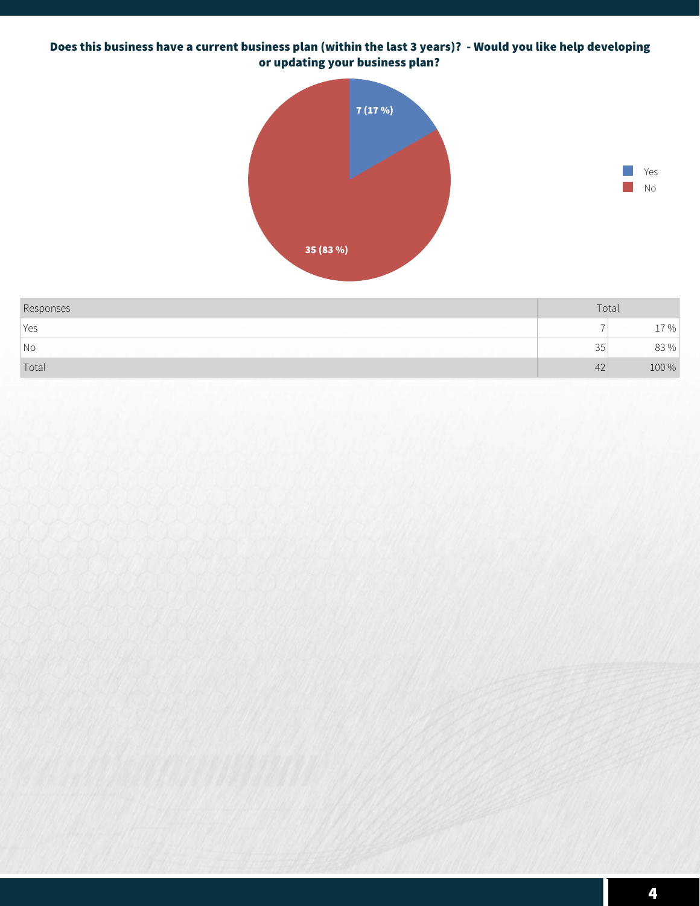**Does this business have a current business plan (within the last 3 years)? - Would you like help developing or updating your business plan?**

| Responses | Total | |
|---|---|---|
| Yes | 7 | 17 % |
| No | 35 | 83 % |
| Total | 42 | 100 % |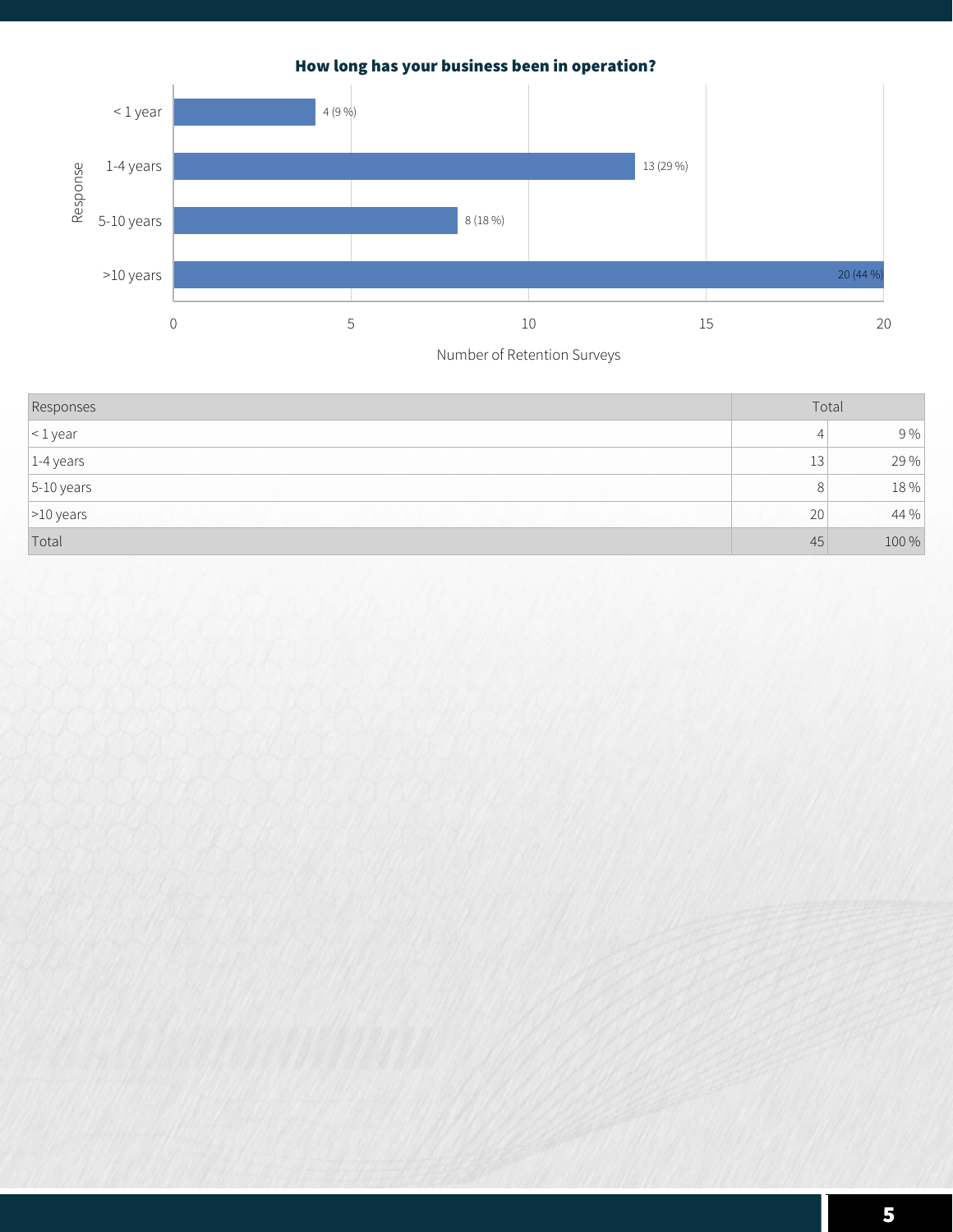## How long has your business been in operation?

| Responses | Total | |
|---|---|---|
| < 1 year | 4 | 9 % |
| 1-4 years | 13 | 29 % |
| 5-10 years | 8 | 18 % |
| >10 years | 20 | 44 % |
| Total | 45 | 100 % |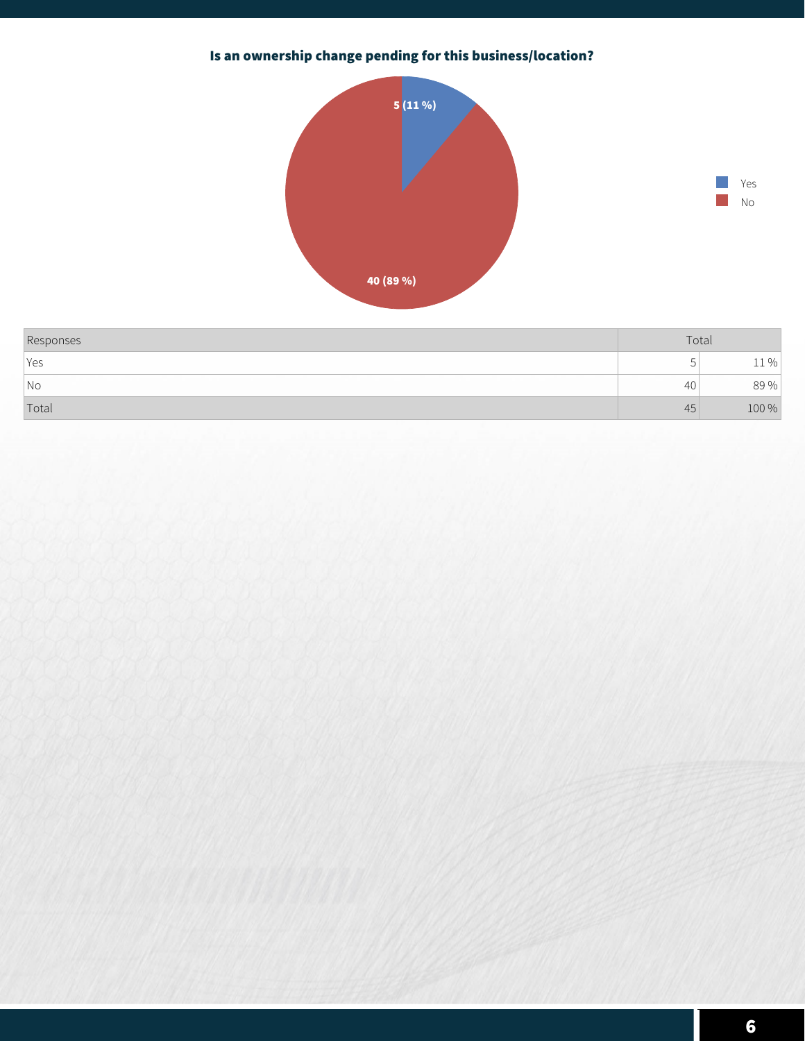### Is an ownership change pending for this business/location?

| Responses | Total | |
|---|---|---|
| Yes | 5 | 11 % |
| No | 40 | 89 % |
| Total | 45 | 100 % |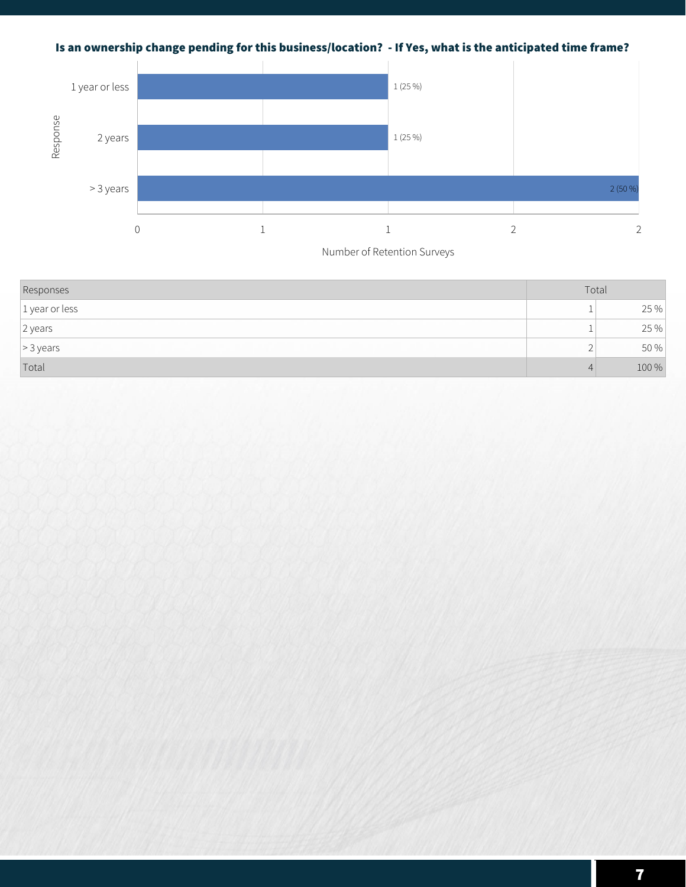**Is an ownership change pending for this business/location? - If Yes, what is the anticipated time frame?**

| Responses | Total | |
|---|---|---|
| 1 year or less | 1 | 25 % |
| 2 years | 1 | 25 % |
| > 3 years | 2 | 50 % |
| Total | 4 | 100 % |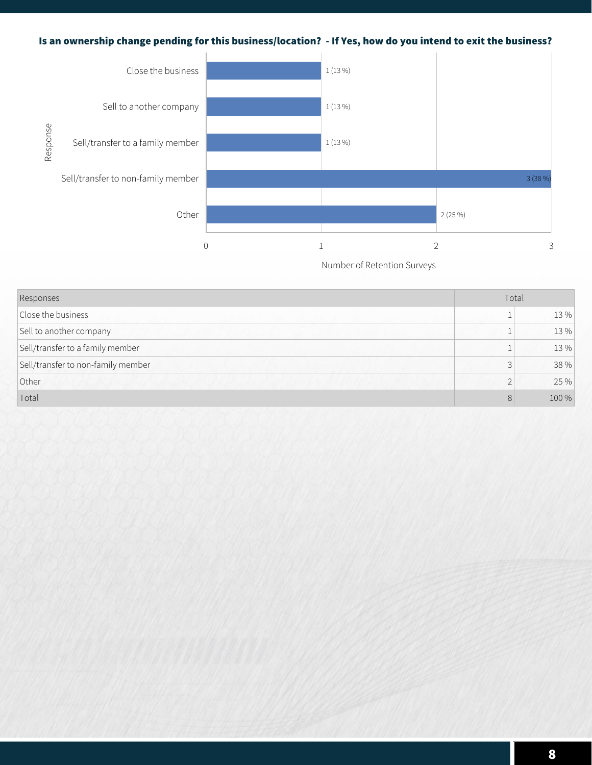## Is an ownership change pending for this business/location? - If Yes, how do you intend to exit the business?

| Response | Number of Retention Surveys |
|---|---|
| Close the business | 1 (13 %) |
| Sell to another company | 1 (13 %) |
| Sell/transfer to a family member | 1 (13 %) |
| Sell/transfer to non-family member | 3 (38 %) |
| Other | 2 (25 %) |

| Responses | Total | |
|---|---|---|
| Close the business | 1 | 13 % |
| Sell to another company | 1 | 13 % |
| Sell/transfer to a family member | 1 | 13 % |
| Sell/transfer to non-family member | 3 | 38 % |
| Other | 2 | 25 % |
| Total | 8 | 100 % |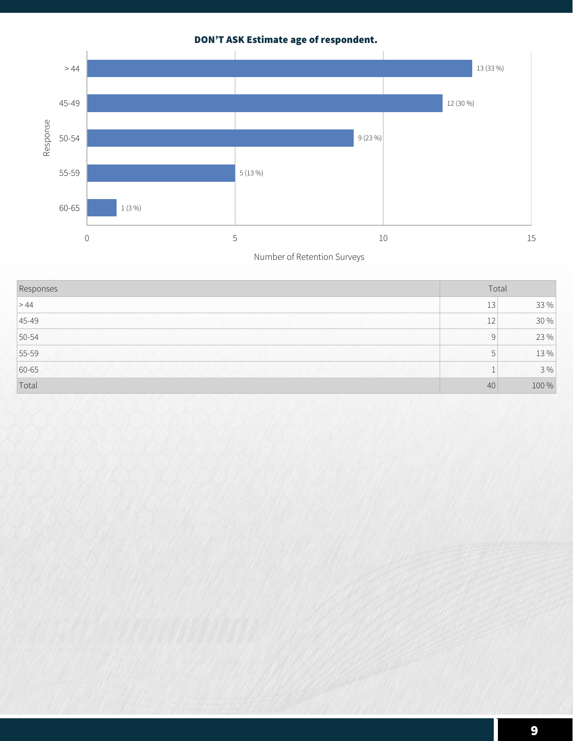**DON'T ASK Estimate age of respondent.**

| Responses | Total | |
|---|---|---|
| > 44 | 13 | 33 % |
| 45-49 | 12 | 30 % |
| 50-54 | 9 | 23 % |
| 55-59 | 5 | 13 % |
| 60-65 | 1 | 3 % |
| Total | 40 | 100 % |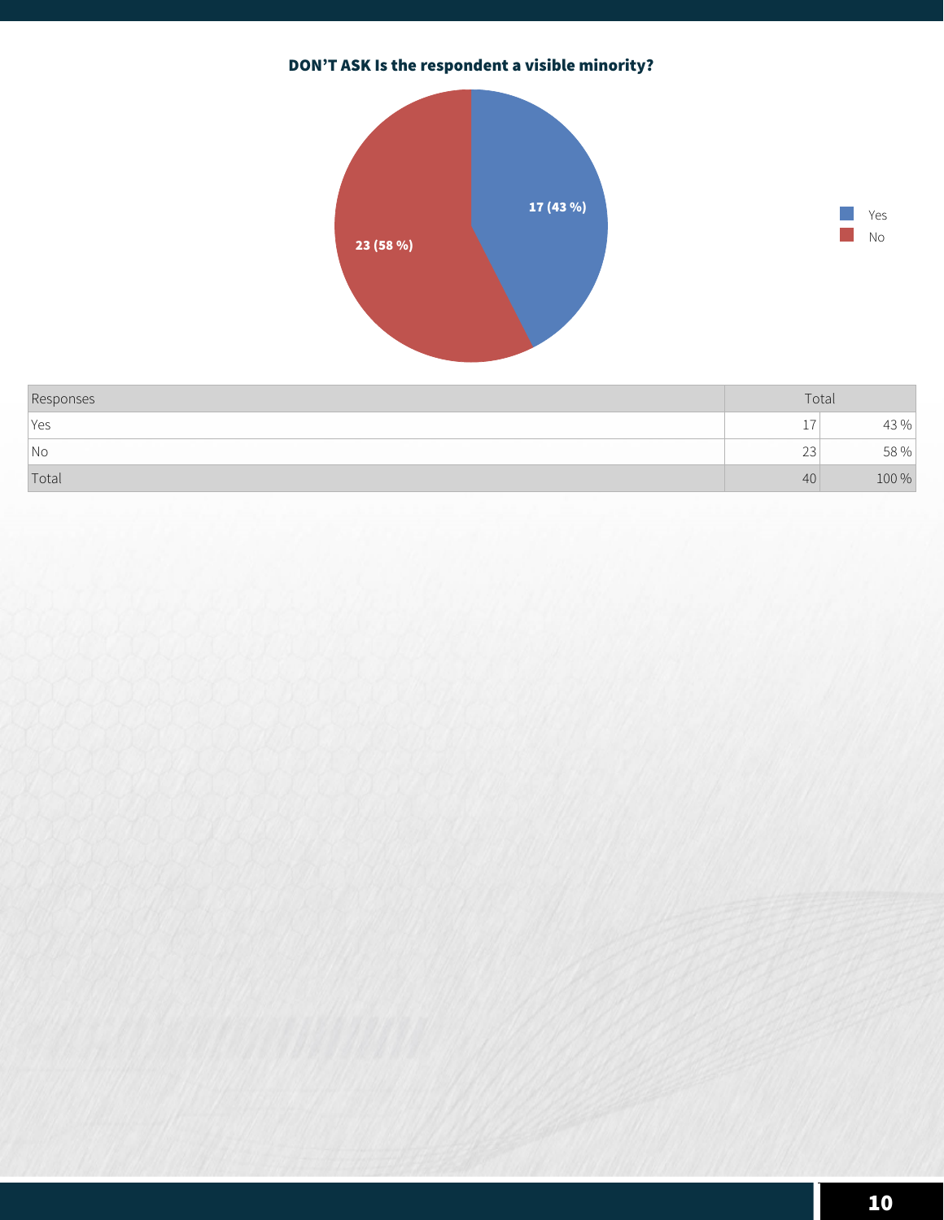**DON'T ASK Is the respondent a visible minority?**

| Responses | Total | |
|---|---|---|
| Yes | 17 | 43 % |
| No | 23 | 58 % |
| Total | 40 | 100 % |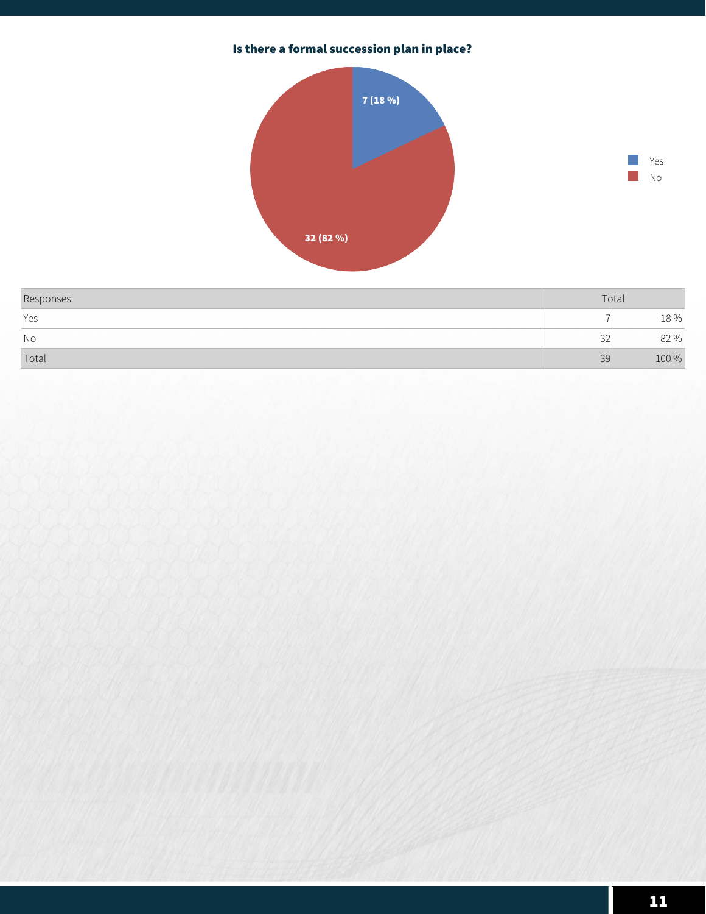### Is there a formal succession plan in place?

| Responses | Total | |
|---|---|---|
| Yes | 7 | 18 % |
| No | 32 | 82 % |
| Total | 39 | 100 % |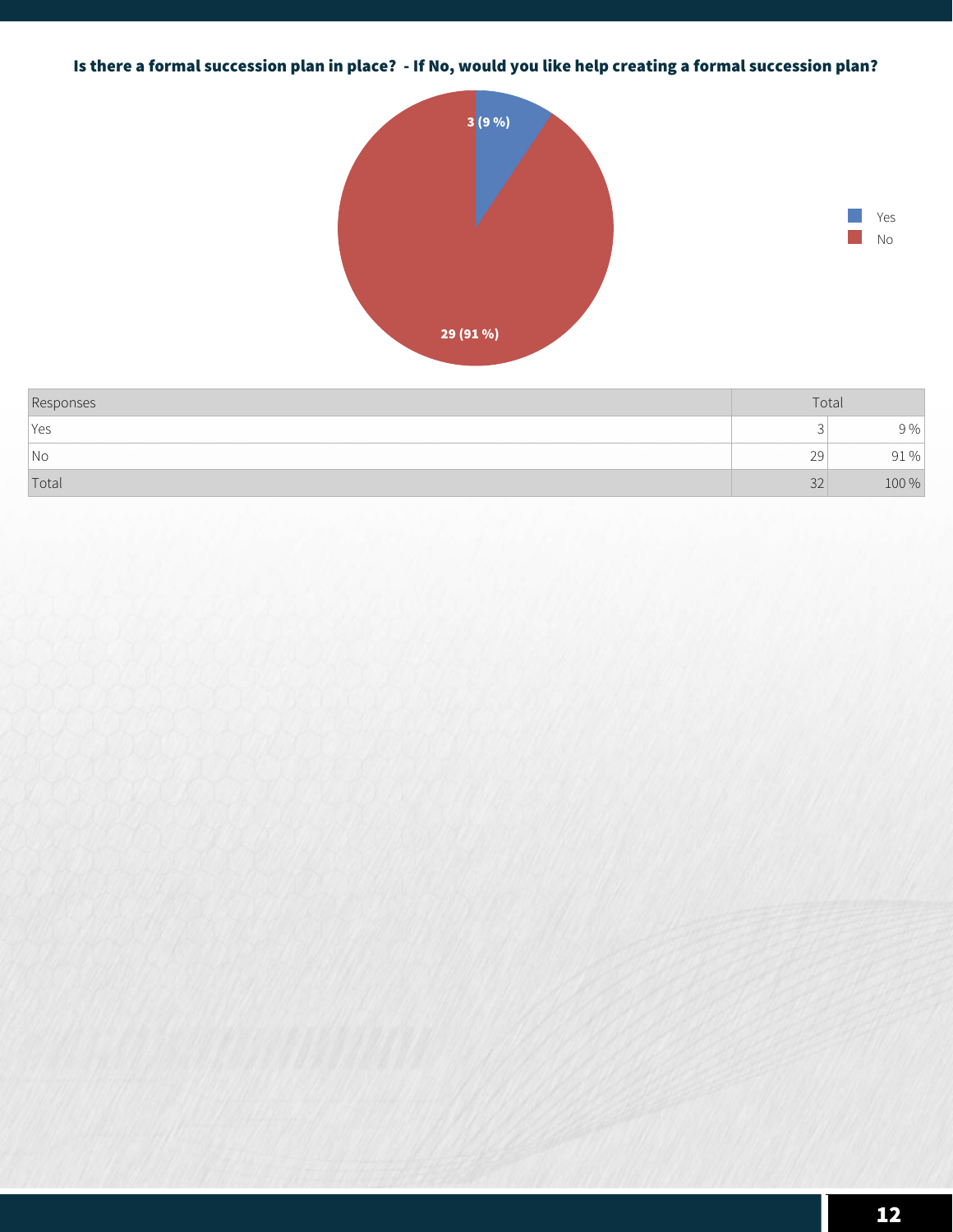**Is there a formal succession plan in place? - If No, would you like help creating a formal succession plan?**

| Responses | Total | |
|---|---|---|
| Yes | 3 | 9 % |
| No | 29 | 91 % |
| Total | 32 | 100 % |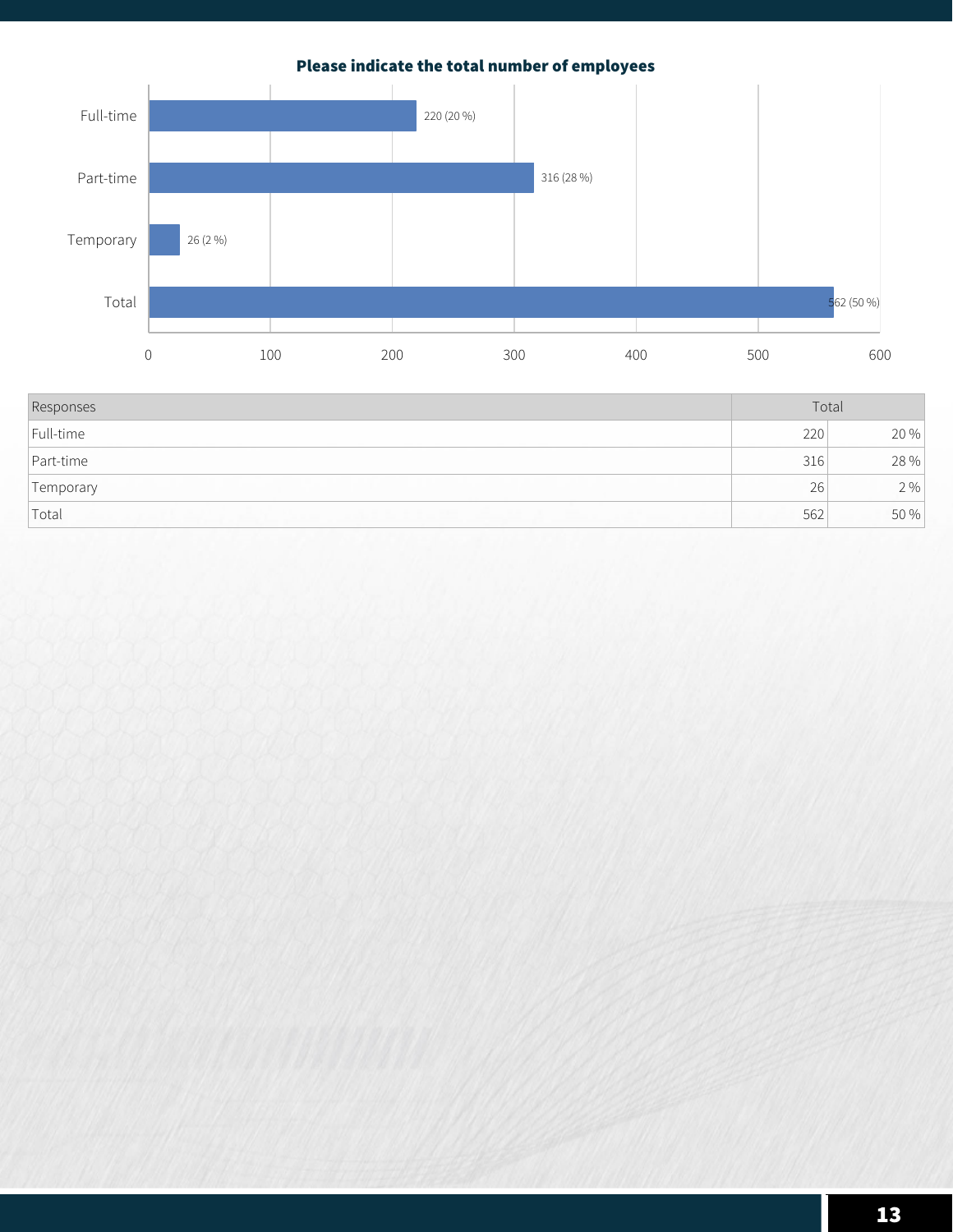**Please indicate the total number of employees**

| Responses | Total | |
|---|---|---|
| Full-time | 220 | 20 % |
| Part-time | 316 | 28 % |
| Temporary | 26 | 2 % |
| Total | 562 | 50 % |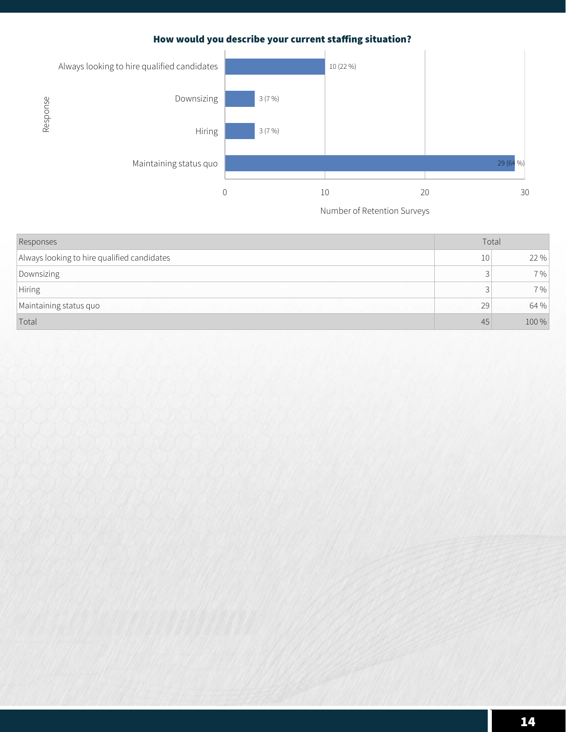**How would you describe your current staffing situation?**

| Responses | Total | |
|---|---|---|
| Always looking to hire qualified candidates | 10 | 22 % |
| Downsizing | 3 | 7 % |
| Hiring | 3 | 7 % |
| Maintaining status quo | 29 | 64 % |
| Total | 45 | 100 % |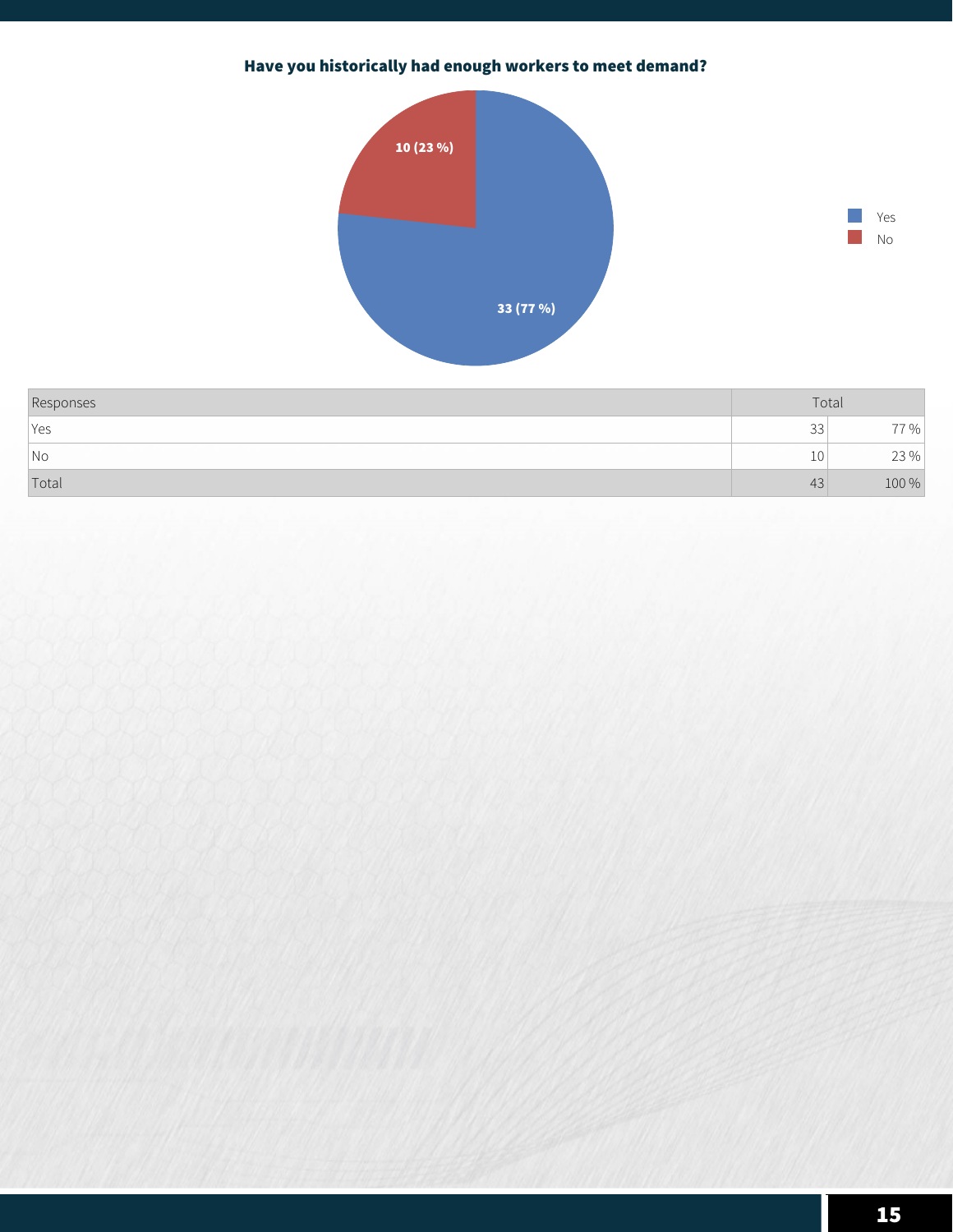**Have you historically had enough workers to meet demand?**

| Responses | Total | |
|---|---|---|
| Yes | 33 | 77 % |
| No | 10 | 23 % |
| Total | 43 | 100 % |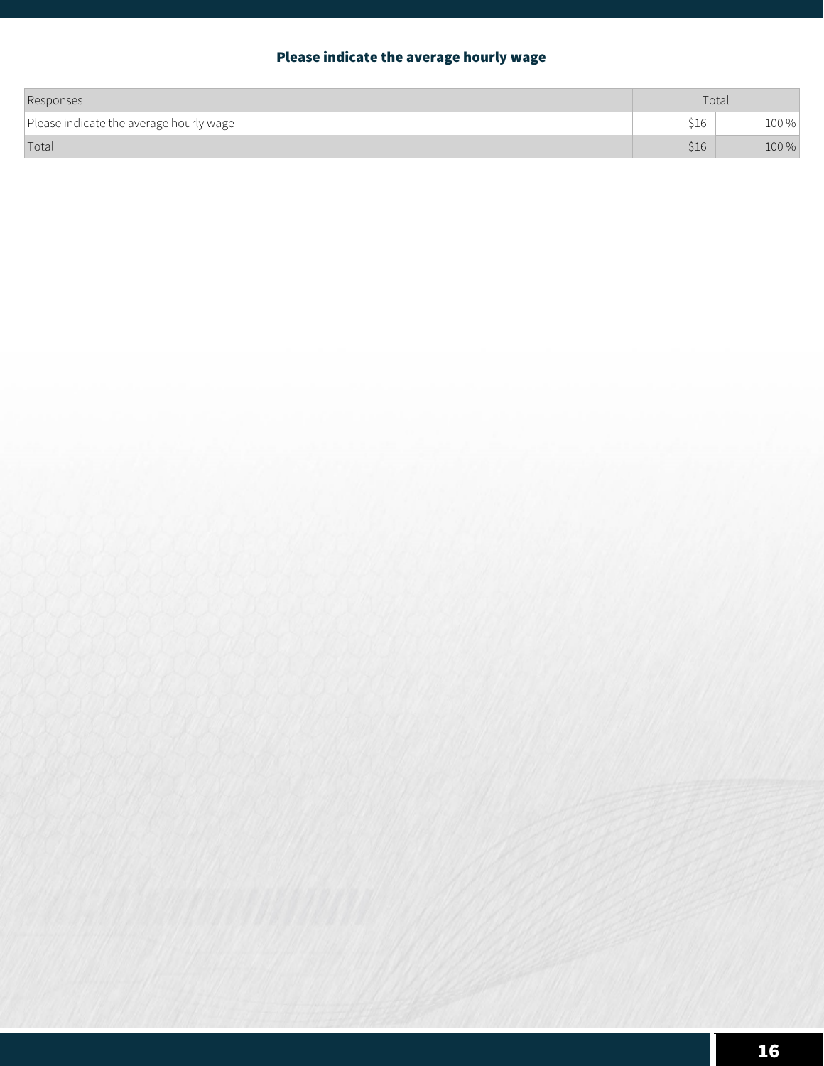### Please indicate the average hourly wage

| Responses | Total | |
|---|---|---|
| Please indicate the average hourly wage | $16 | 100 % |
| Total | $16 | 100 % |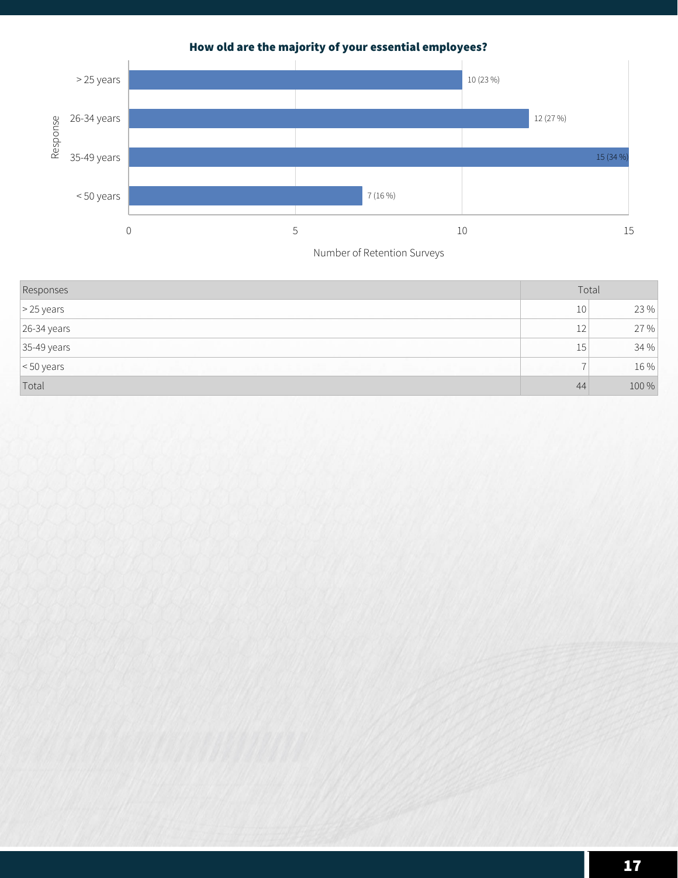## How old are the majority of your essential employees?

| Responses | Total | |
|---|---|---|
| > 25 years | 10 | 23 % |
| 26-34 years | 12 | 27 % |
| 35-49 years | 15 | 34 % |
| < 50 years | 7 | 16 % |
| Total | 44 | 100 % |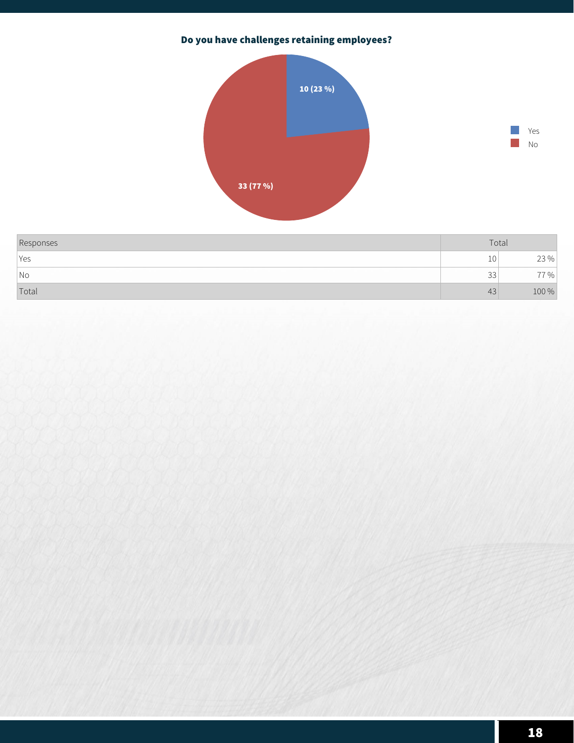**Do you have challenges retaining employees?**

| Responses | Total | |
|---|---|---|
| Yes | 10 | 23 % |
| No | 33 | 77 % |
| Total | 43 | 100 % |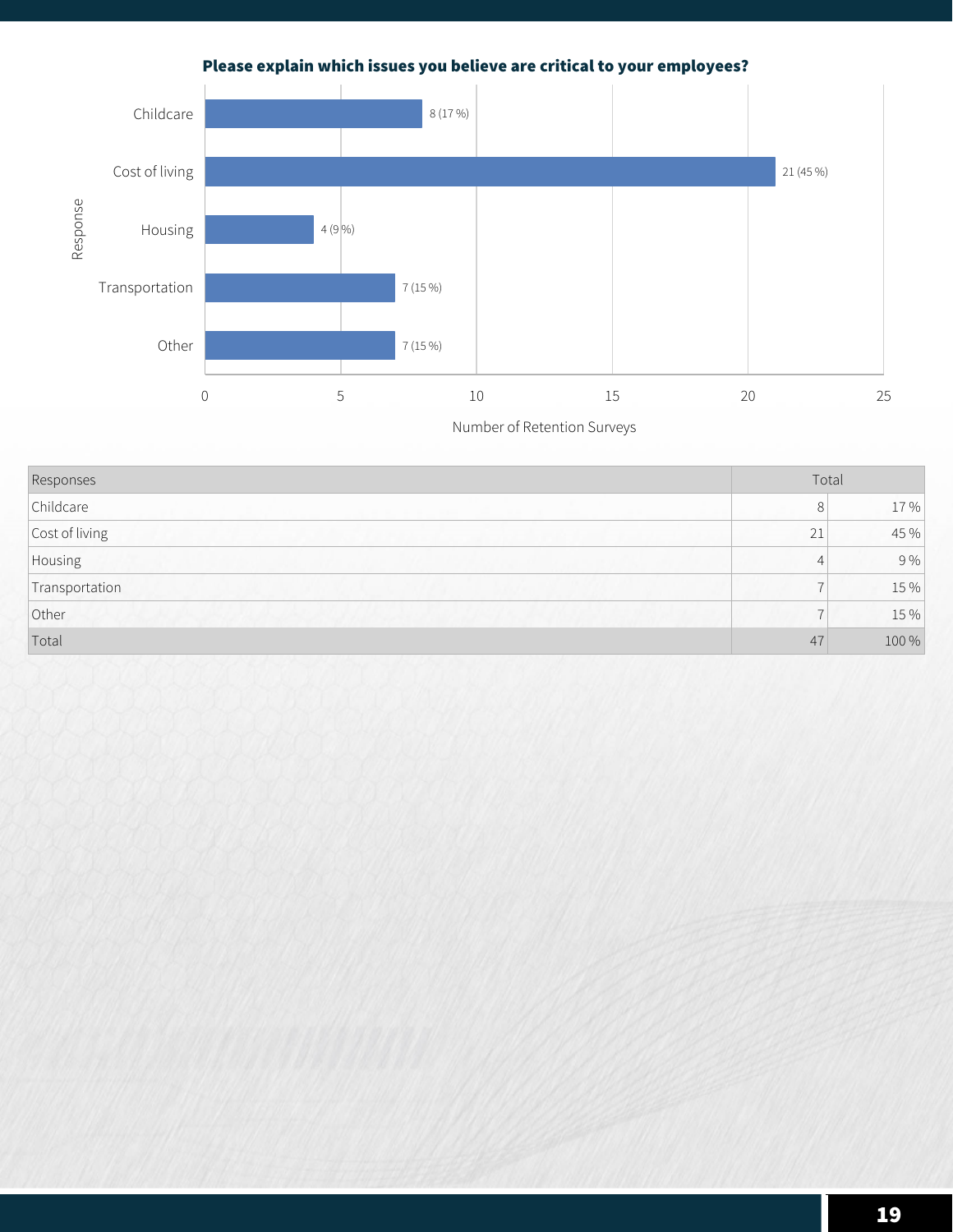**Please explain which issues you believe are critical to your employees?**

| Responses | Total | |
|---|---|---|
| Childcare | 8 | 17 % |
| Cost of living | 21 | 45 % |
| Housing | 4 | 9 % |
| Transportation | 7 | 15 % |
| Other | 7 | 15 % |
| Total | 47 | 100 % |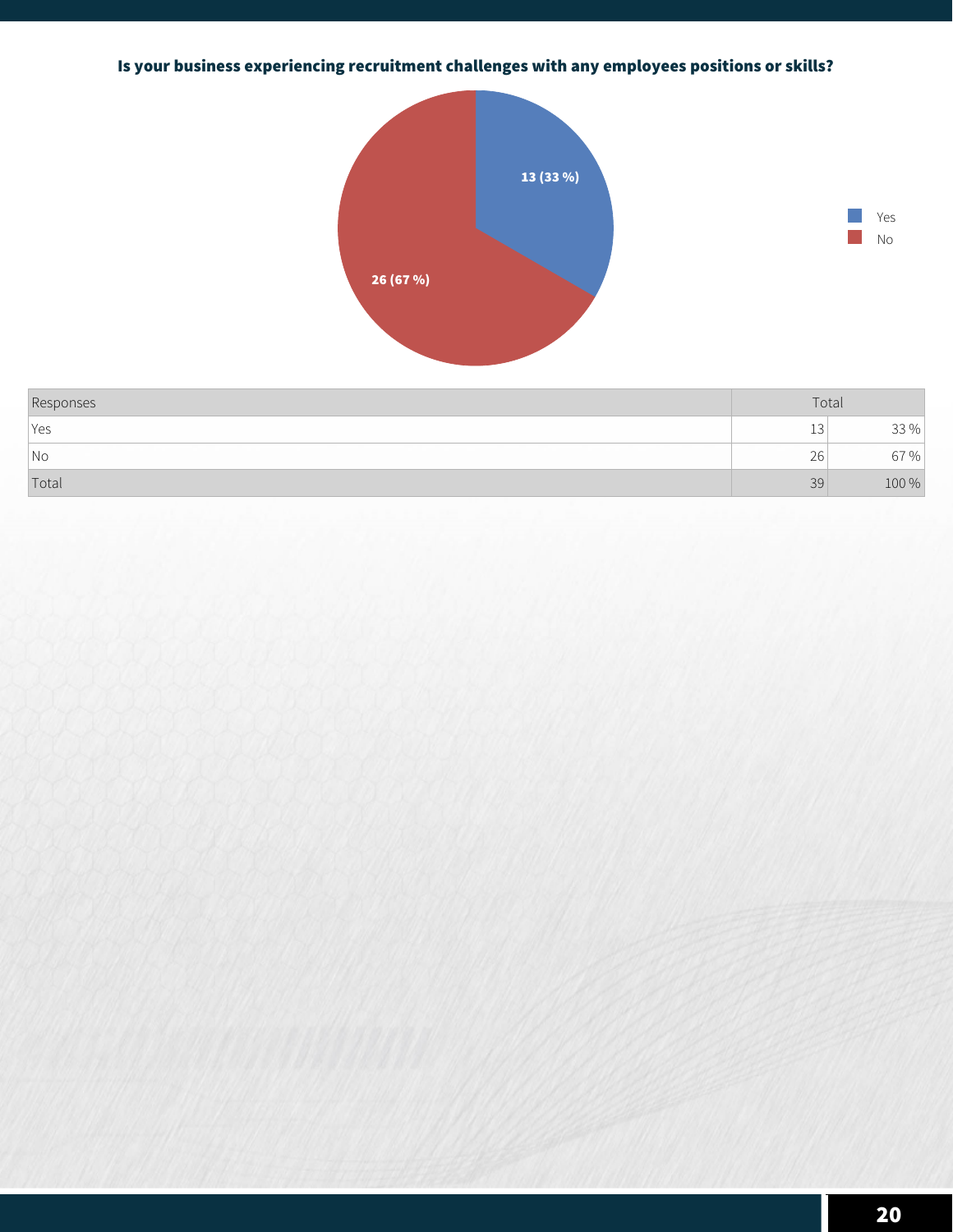**Is your business experiencing recruitment challenges with any employees positions or skills?**

| Responses | Total | |
|---|---|---|
| Yes | 13 | 33 % |
| No | 26 | 67 % |
| Total | 39 | 100 % |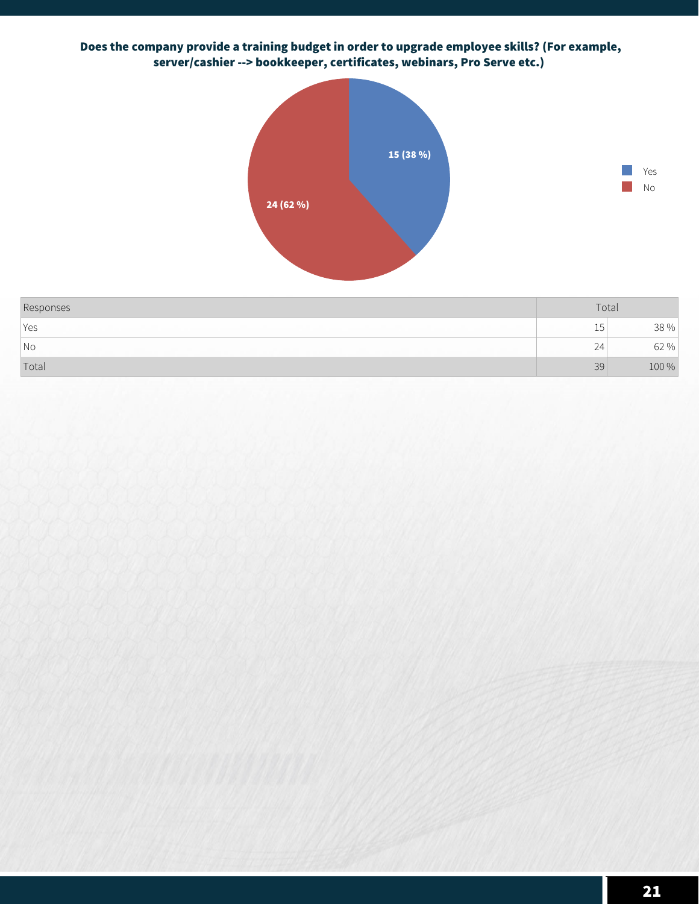**Does the company provide a training budget in order to upgrade employee skills? (For example, server/cashier --> bookkeeper, certificates, webinars, Pro Serve etc.)**

| Responses | Total | |
|---|---|---|
| Yes | 15 | 38 % |
| No | 24 | 62 % |
| Total | 39 | 100 % |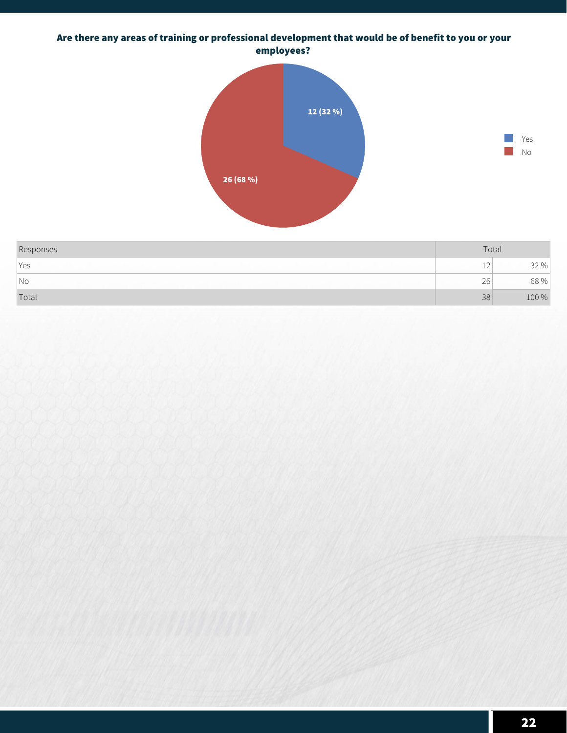**Are there any areas of training or professional development that would be of benefit to you or your employees?**

| Responses | Total | |
|---|---|---|
| Yes | 12 | 32 % |
| No | 26 | 68 % |
| Total | 38 | 100 % |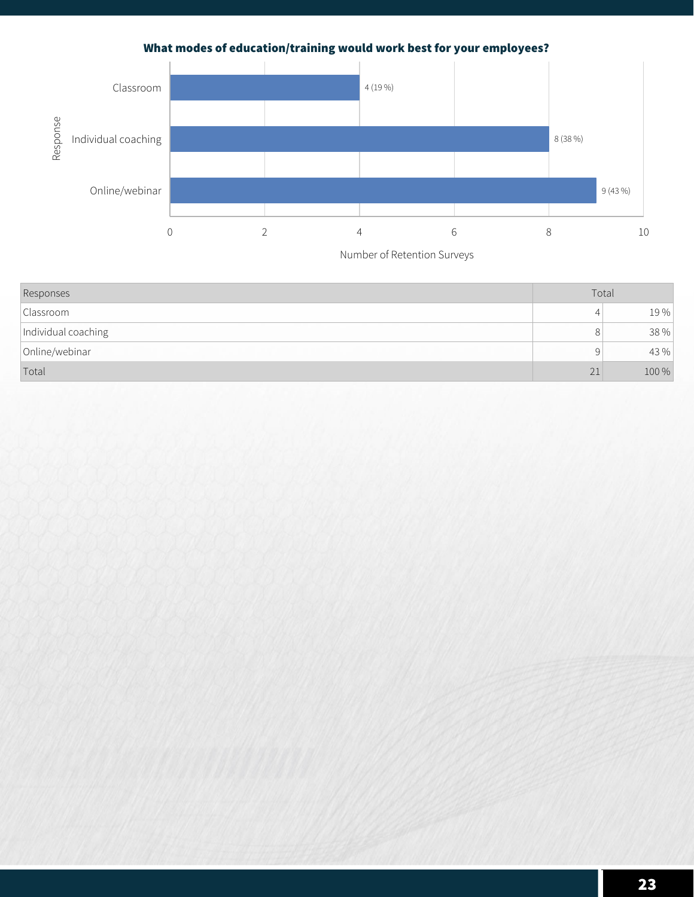**What modes of education/training would work best for your employees?**

| Responses | Total | |
|---|---|---|
| Classroom | 4 | 19 % |
| Individual coaching | 8 | 38 % |
| Online/webinar | 9 | 43 % |
| Total | 21 | 100 % |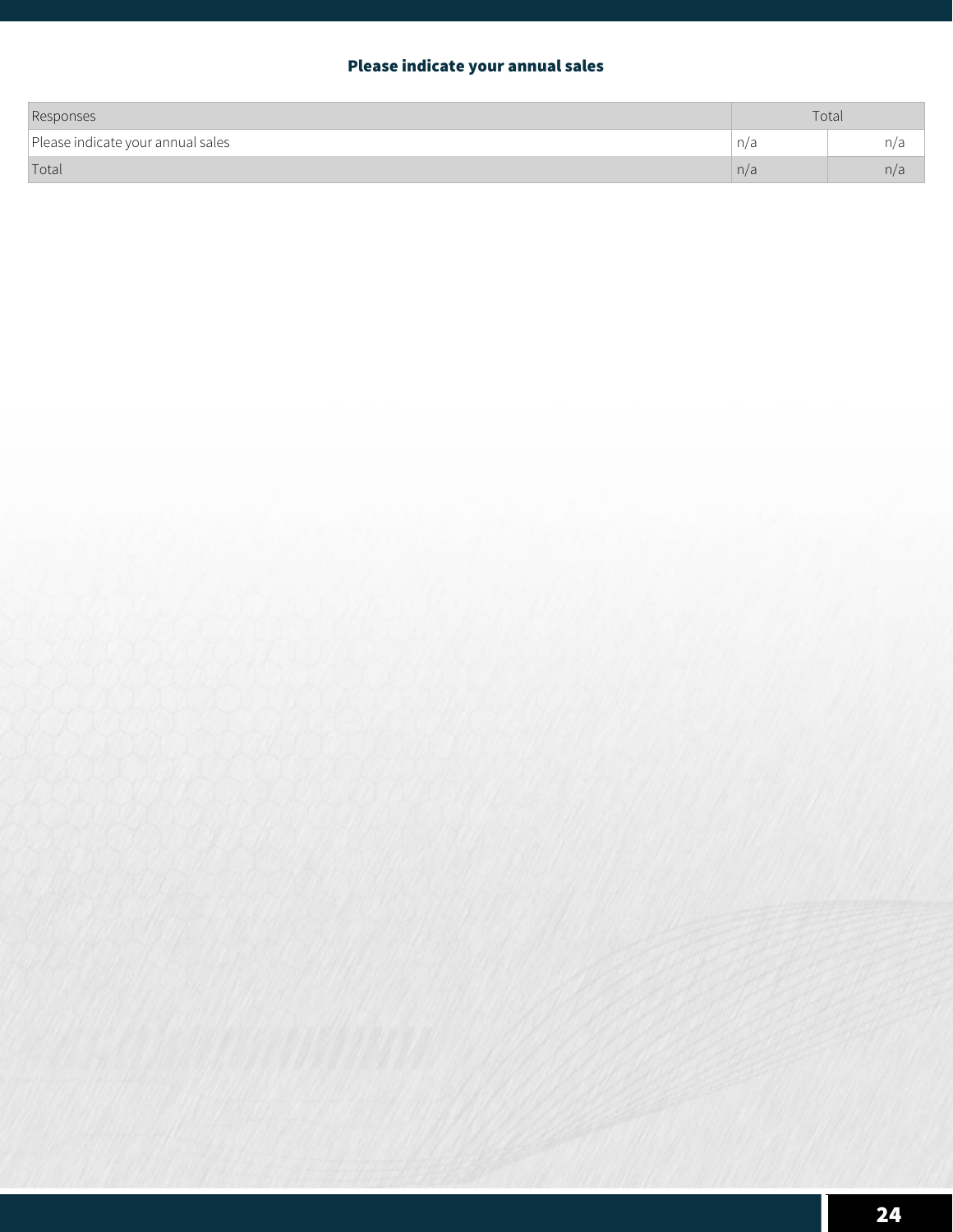## Please indicate your annual sales

| Responses | Total | |
|---|---|---|
| Please indicate your annual sales | n/a | n/a |
| Total | n/a | n/a |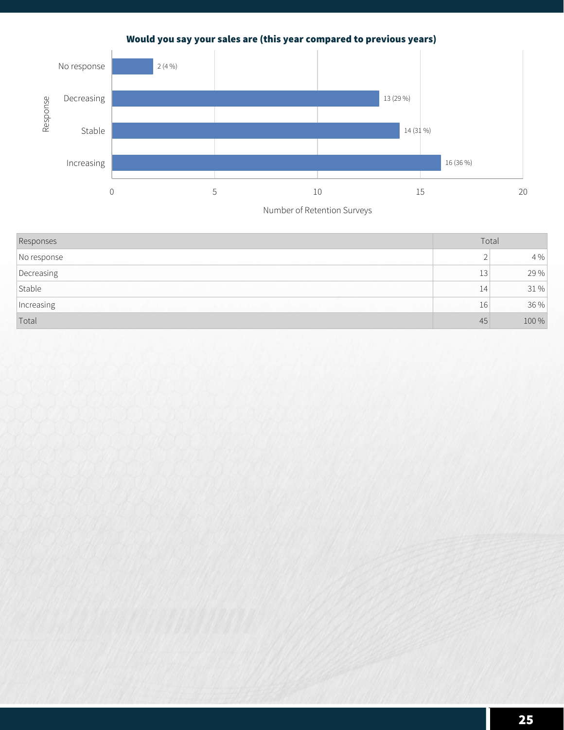**Would you say your sales are (this year compared to previous years)**

| Responses | Total | |
|---|---|---|
| No response | 2 | 4 % |
| Decreasing | 13 | 29 % |
| Stable | 14 | 31 % |
| Increasing | 16 | 36 % |
| Total | 45 | 100 % |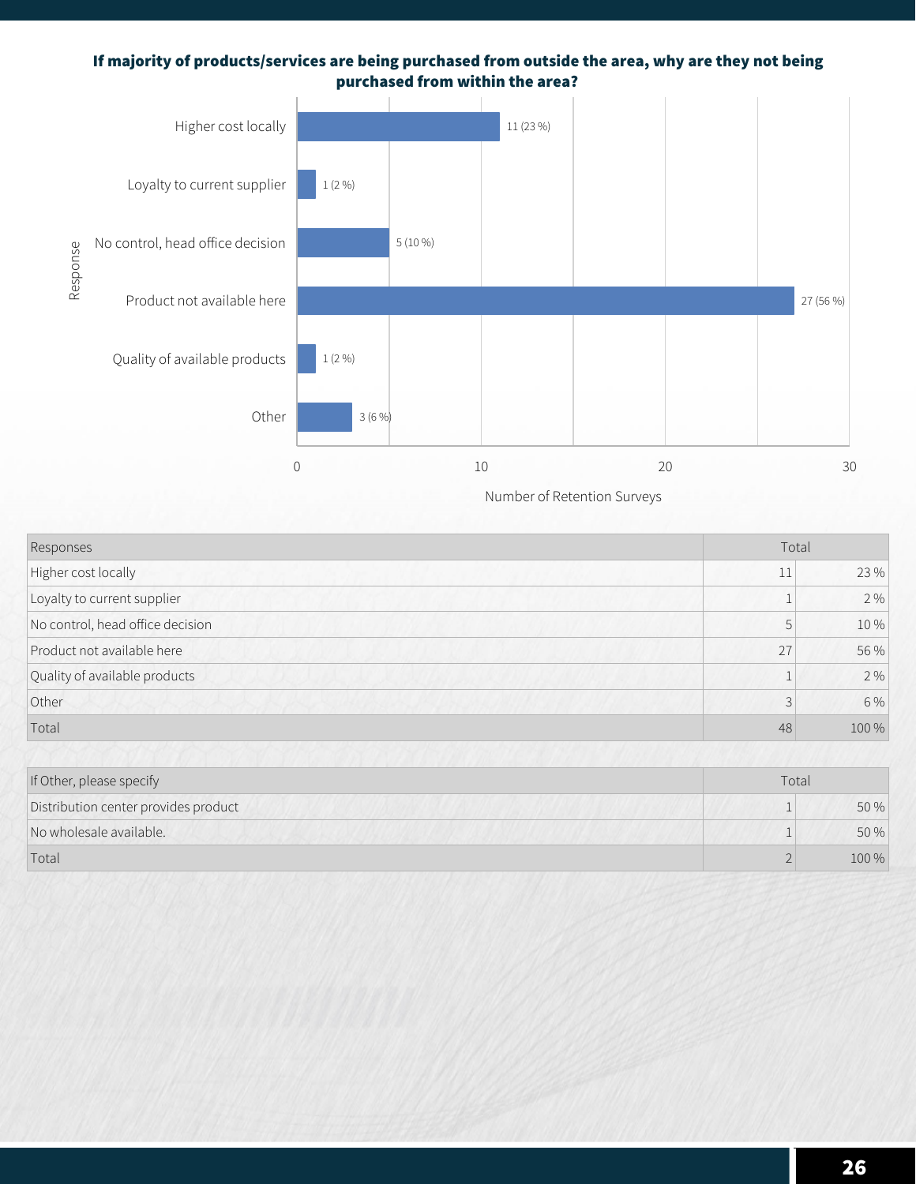**If majority of products/services are being purchased from outside the area, why are they not being purchased from within the area?**

| Responses | Total | |
|---|---|---|
| Higher cost locally | 11 | 23 % |
| Loyalty to current supplier | 1 | 2 % |
| No control, head office decision | 5 | 10 % |
| Product not available here | 27 | 56 % |
| Quality of available products | 1 | 2 % |
| Other | 3 | 6 % |
| Total | 48 | 100 % |

| If Other, please specify | Total | |
|---|---|---|
| Distribution center provides product | 1 | 50 % |
| No wholesale available. | 1 | 50 % |
| Total | 2 | 100 % |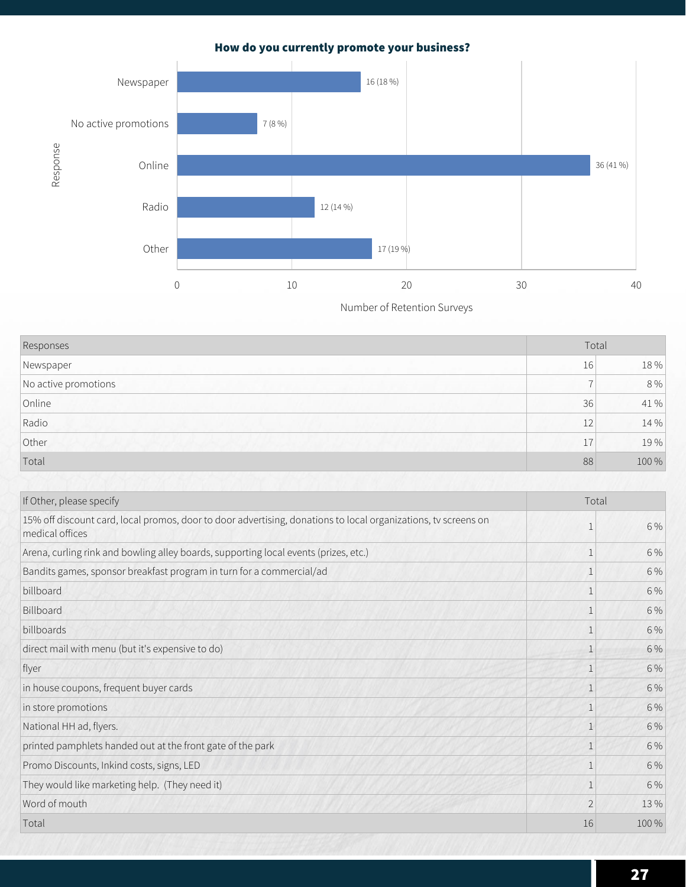**How do you currently promote your business?**

| Responses | Total | |
|---|---|---|
| Newspaper | 16 | 18 % |
| No active promotions | 7 | 8 % |
| Online | 36 | 41 % |
| Radio | 12 | 14 % |
| Other | 17 | 19 % |
| Total | 88 | 100 % |

| If Other, please specify | Total | |
|---|---|---|
| 15% off discount card, local promos, door to door advertising, donations to local organizations, tv screens on medical offices | 1 | 6 % |
| Arena, curling rink and bowling alley boards, supporting local events (prizes, etc.) | 1 | 6 % |
| Bandits games, sponsor breakfast program in turn for a commercial/ad | 1 | 6 % |
| billboard | 1 | 6 % |
| Billboard | 1 | 6 % |
| billboards | 1 | 6 % |
| direct mail with menu (but it's expensive to do) | 1 | 6 % |
| flyer | 1 | 6 % |
| in house coupons, frequent buyer cards | 1 | 6 % |
| in store promotions | 1 | 6 % |
| National HH ad, flyers. | 1 | 6 % |
| printed pamphlets handed out at the front gate of the park | 1 | 6 % |
| Promo Discounts, Inkind costs, signs, LED | 1 | 6 % |
| They would like marketing help. (They need it) | 1 | 6 % |
| Word of mouth | 2 | 13 % |
| Total | 16 | 100 % |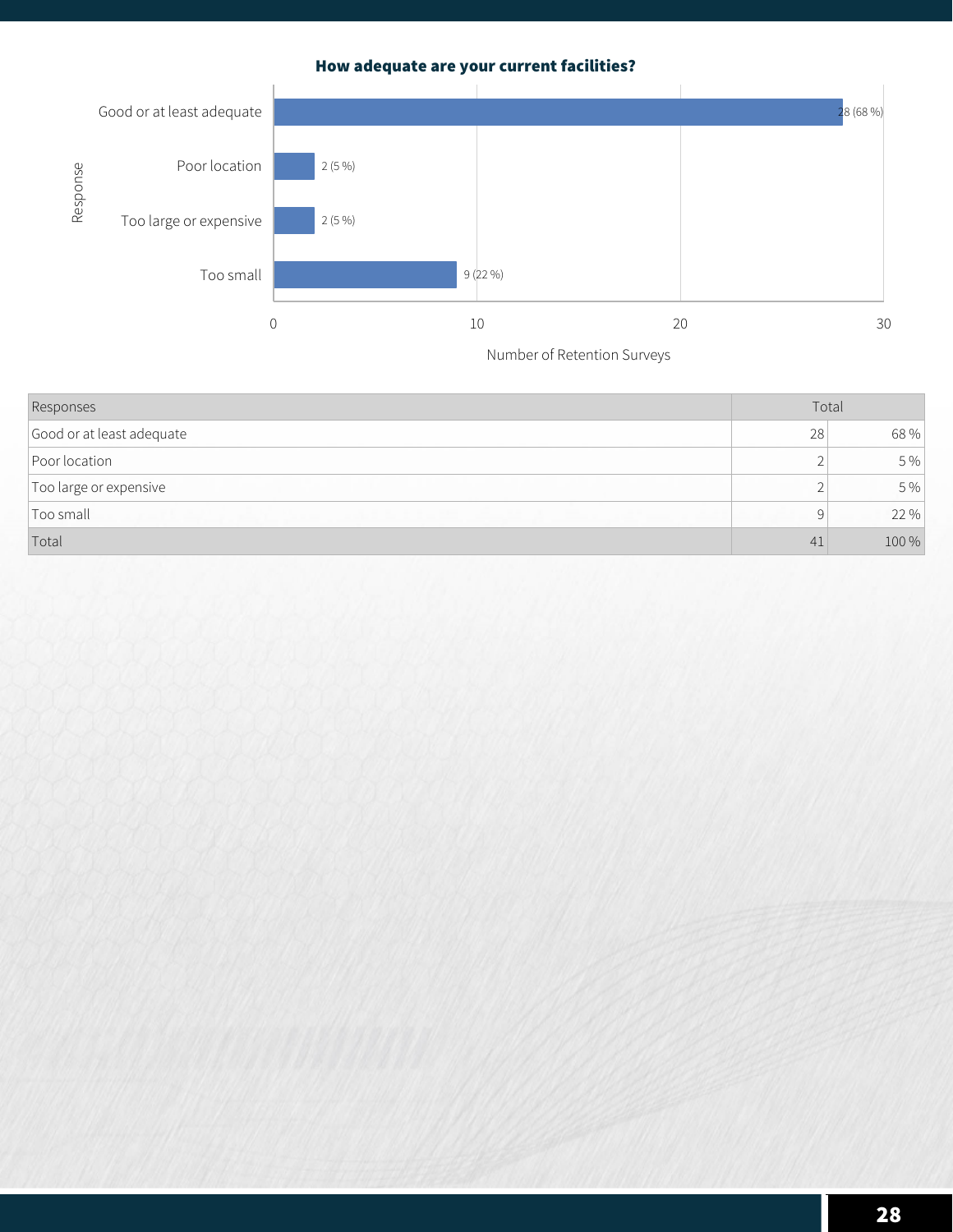**How adequate are your current facilities?**

| Responses | Total | |
|---|---|---|
| Good or at least adequate | 28 | 68 % |
| Poor location | 2 | 5 % |
| Too large or expensive | 2 | 5 % |
| Too small | 9 | 22 % |
| Total | 41 | 100 % |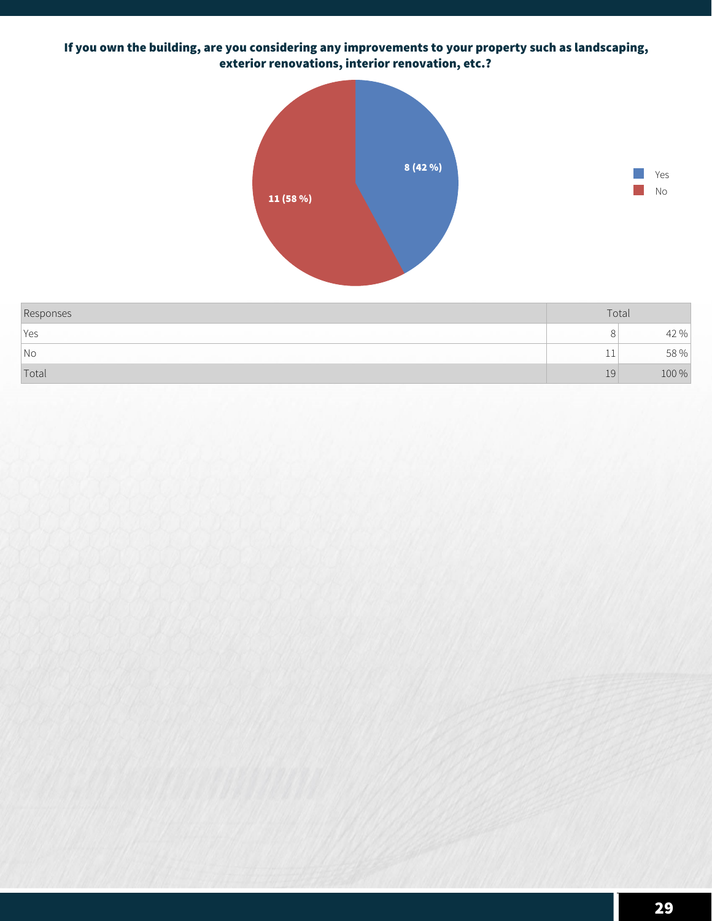**If you own the building, are you considering any improvements to your property such as landscaping, exterior renovations, interior renovation, etc.?**

| Responses | Total | |
|---|---|---|
| Yes | 8 | 42 % |
| No | 11 | 58 % |
| Total | 19 | 100 % |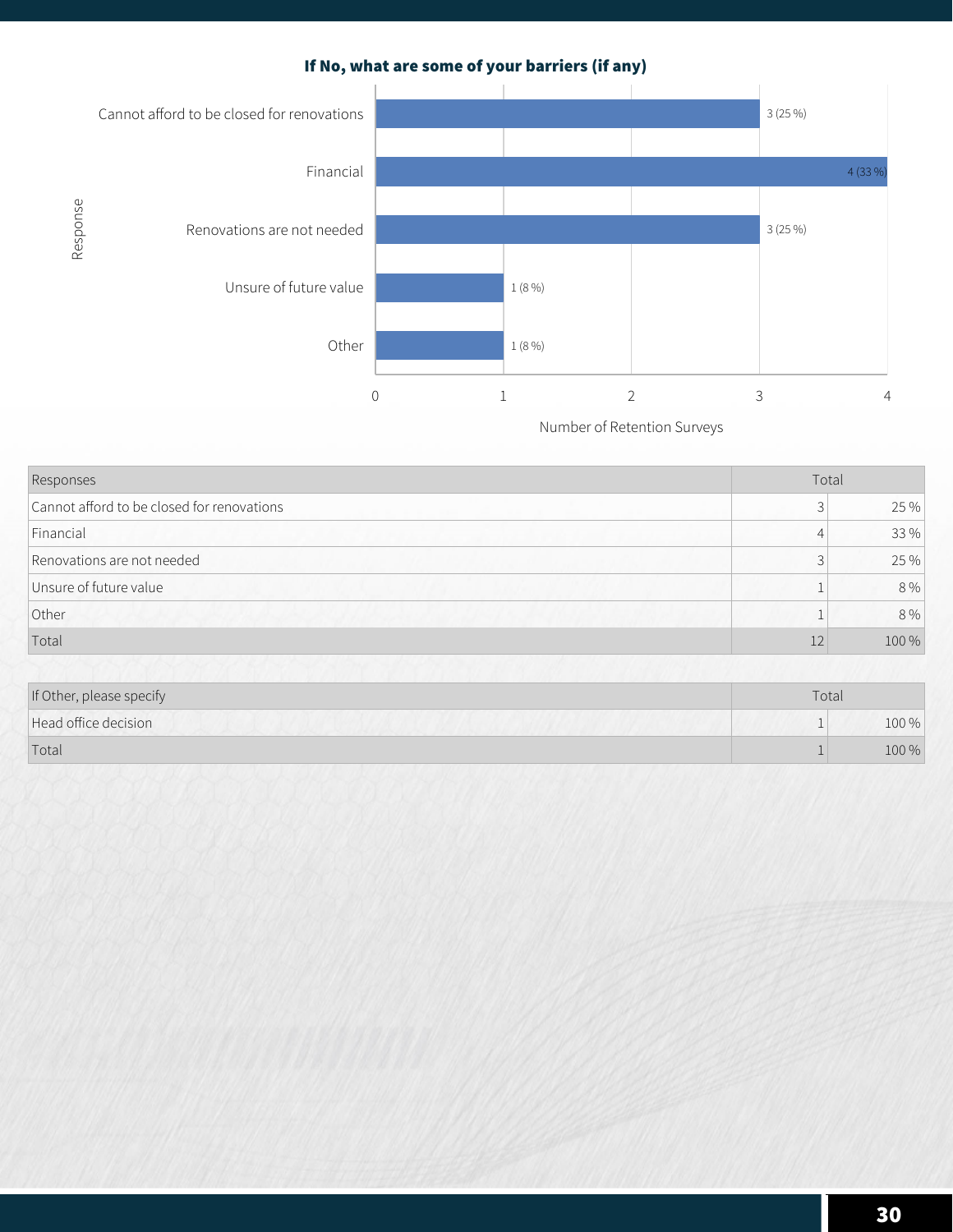### If No, what are some of your barriers (if any)

| Response | Number of Retention Surveys |
|---|---|
| Cannot afford to be closed for renovations | 3 (25 %) |
| Financial | 4 (33 %) |
| Renovations are not needed | 3 (25 %) |
| Unsure of future value | 1 (8 %) |
| Other | 1 (8 %) |

| Responses | Total | |
|---|---|---|
| Cannot afford to be closed for renovations | 3 | 25 % |
| Financial | 4 | 33 % |
| Renovations are not needed | 3 | 25 % |
| Unsure of future value | 1 | 8 % |
| Other | 1 | 8 % |
| Total | 12 | 100 % |

| If Other, please specify | Total | |
|---|---|---|
| Head office decision | 1 | 100 % |
| Total | 1 | 100 % |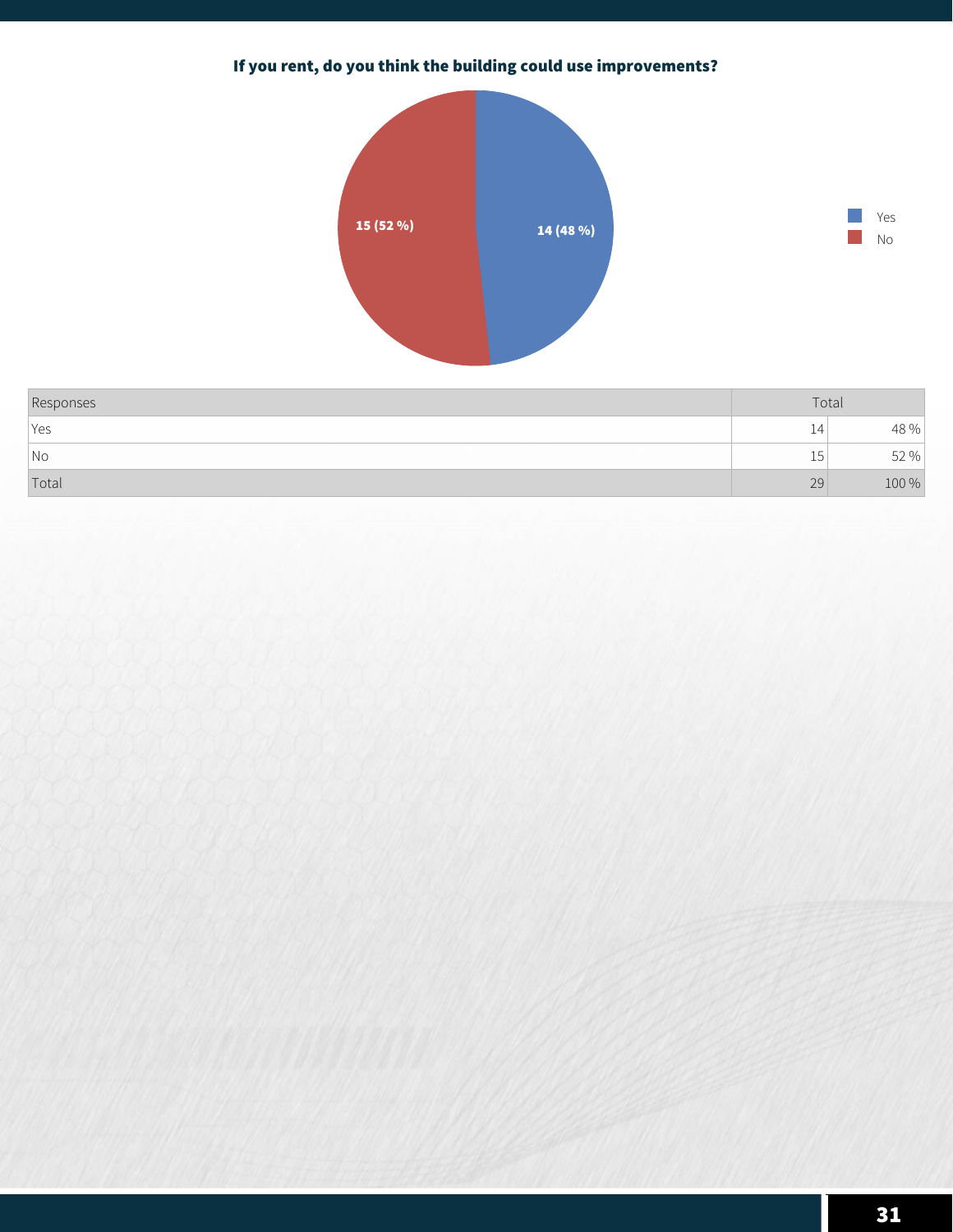**If you rent, do you think the building could use improvements?**

| Responses | Total | |
|---|---|---|
| Yes | 14 | 48 % |
| No | 15 | 52 % |
| Total | 29 | 100 % |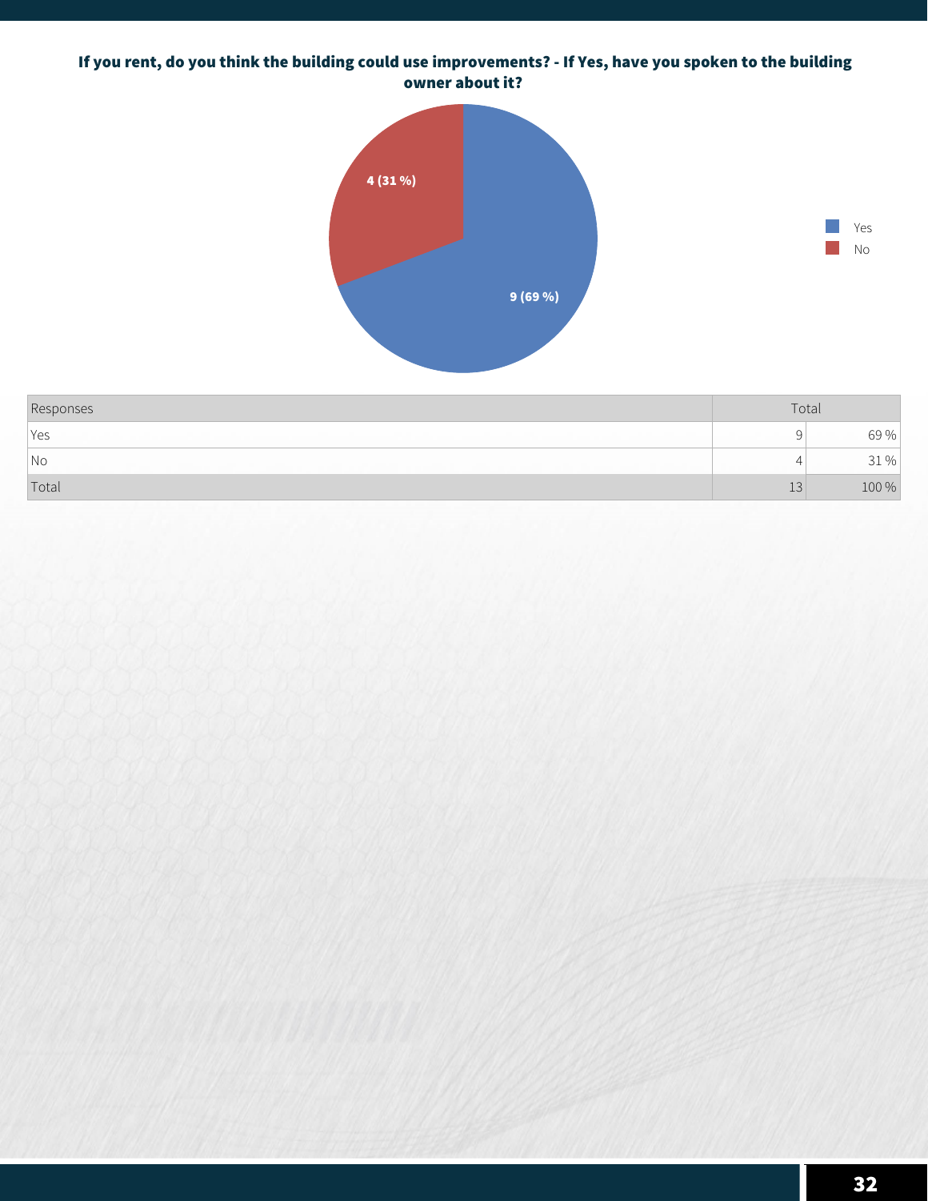### If you rent, do you think the building could use improvements? - If Yes, have you spoken to the building owner about it?

| Responses | Total | |
|---|---|---|
| Yes | 9 | 69 % |
| No | 4 | 31 % |
| Total | 13 | 100 % |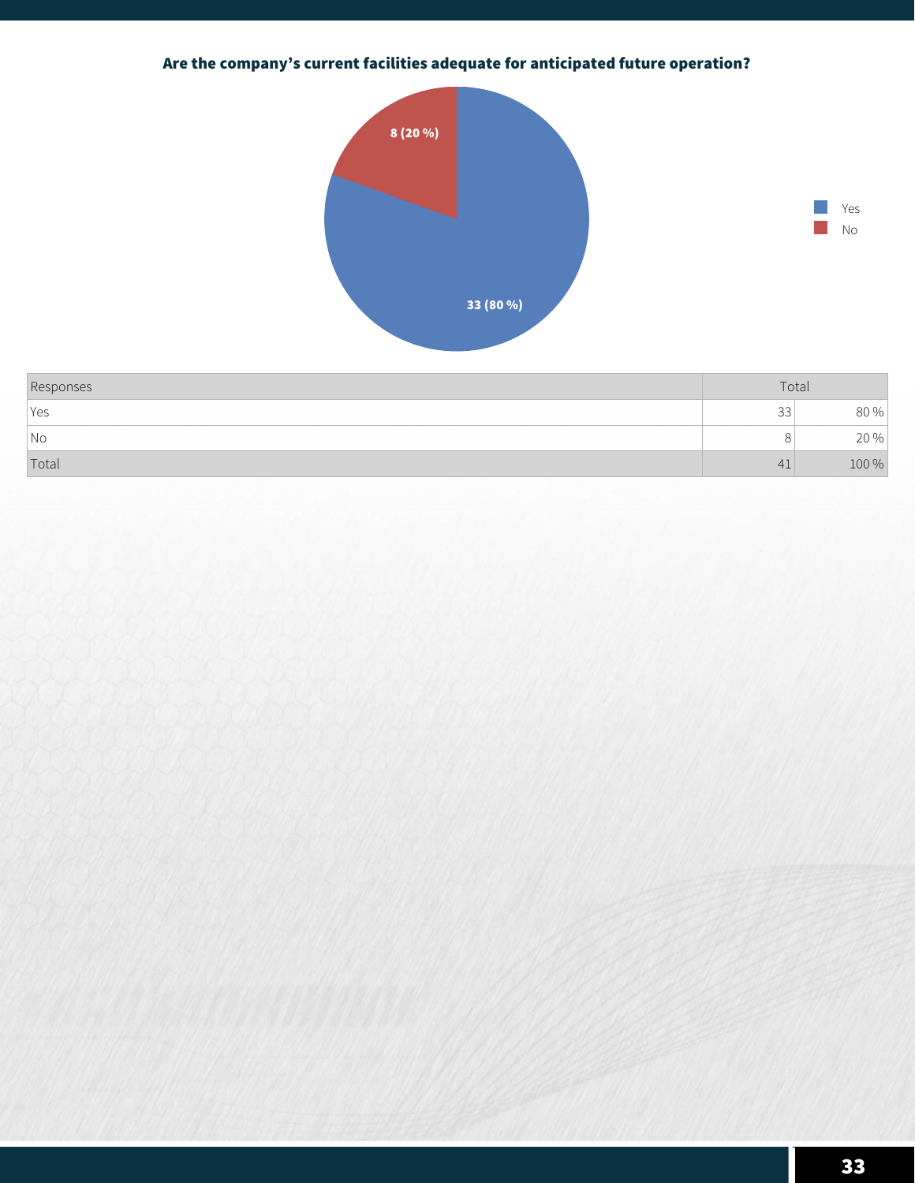### Are the company's current facilities adequate for anticipated future operation?

| Responses | Total | |
|---|---|---|
| Yes | 33 | 80 % |
| No | 8 | 20 % |
| Total | 41 | 100 % |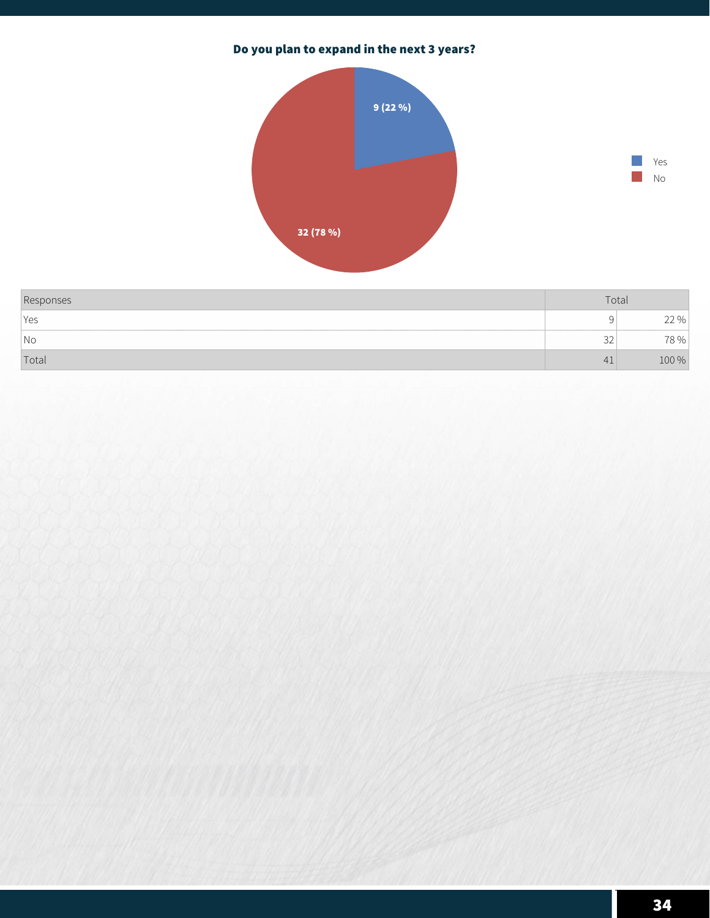**Do you plan to expand in the next 3 years?**

| Responses | Total | |
|---|---|---|
| Yes | 9 | 22 % |
| No | 32 | 78 % |
| Total | 41 | 100 % |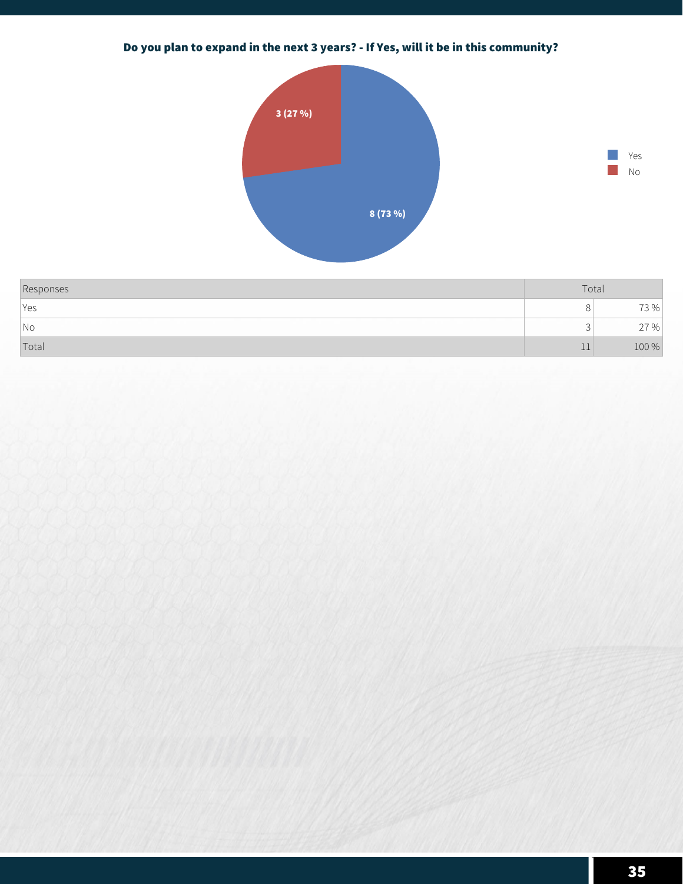### Do you plan to expand in the next 3 years? - If Yes, will it be in this community?

| Responses | Total | |
|---|---|---|
| Yes | 8 | 73 % |
| No | 3 | 27 % |
| Total | 11 | 100 % |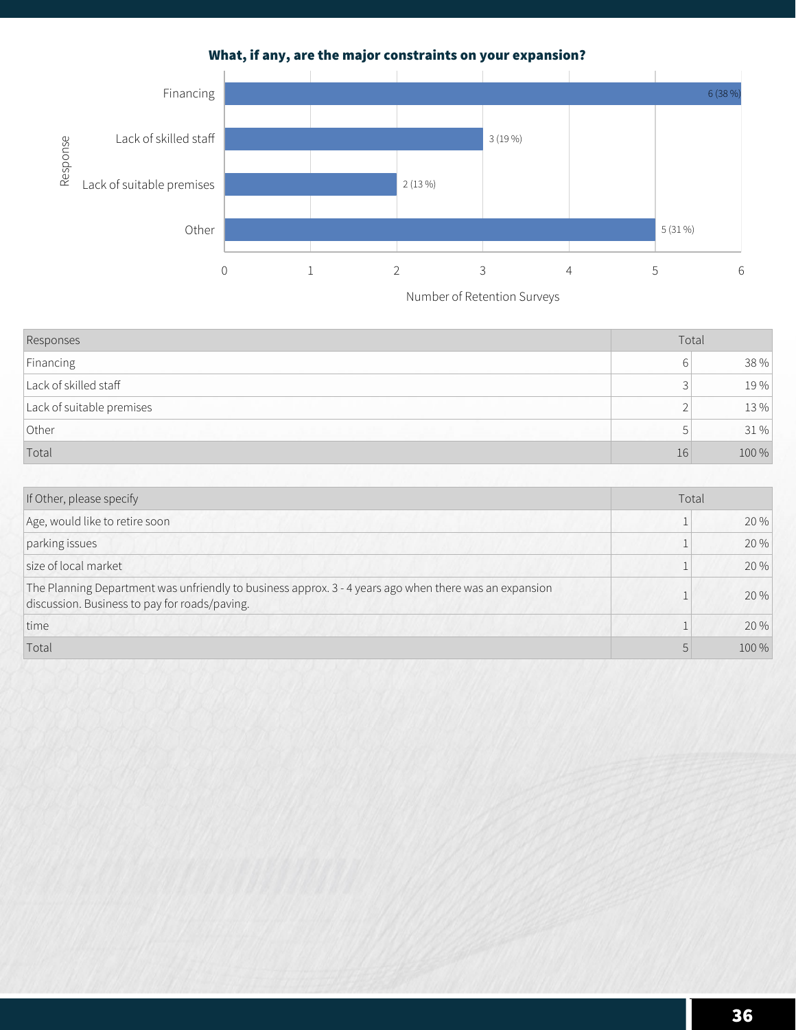### What, if any, are the major constraints on your expansion?

| Response | Number of Retention Surveys |
|---|---|
| Financing | 6 (38 %) |
| Lack of skilled staff | 3 (19 %) |
| Lack of suitable premises | 2 (13 %) |
| Other | 5 (31 %) |

| Responses | Total | |
|---|---|---|
| Financing | 6 | 38 % |
| Lack of skilled staff | 3 | 19 % |
| Lack of suitable premises | 2 | 13 % |
| Other | 5 | 31 % |
| Total | 16 | 100 % |

| If Other, please specify | Total | |
|---|---|---|
| Age, would like to retire soon | 1 | 20 % |
| parking issues | 1 | 20 % |
| size of local market | 1 | 20 % |
| The Planning Department was unfriendly to business approx. 3 - 4 years ago when there was an expansion discussion. Business to pay for roads/paving. | 1 | 20 % |
| time | 1 | 20 % |
| Total | 5 | 100 % |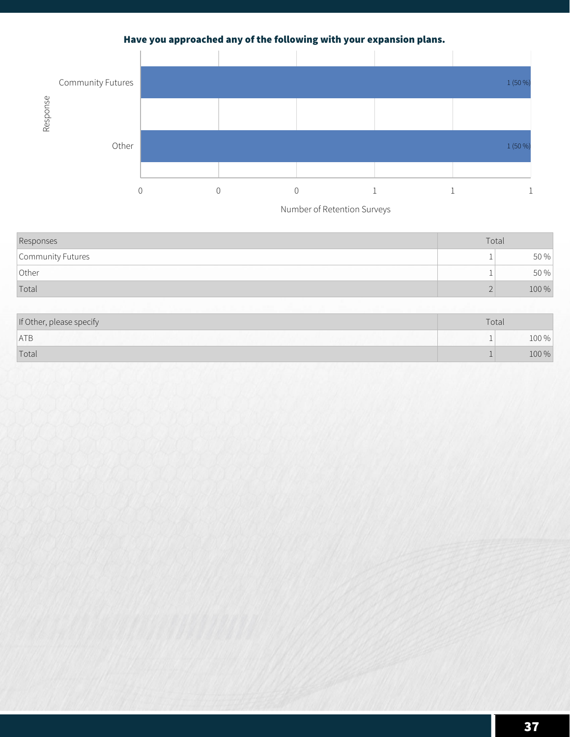## Have you approached any of the following with your expansion plans.

| Response | Number of Retention Surveys |
|---|---|
| Community Futures | 1 (50 %) |
| Other | 1 (50 %) |

| Responses | Total | |
|---|---|---|
| Community Futures | 1 | 50 % |
| Other | 1 | 50 % |
| Total | 2 | 100 % |

| If Other, please specify | Total | |
|---|---|---|
| ATB | 1 | 100 % |
| Total | 1 | 100 % |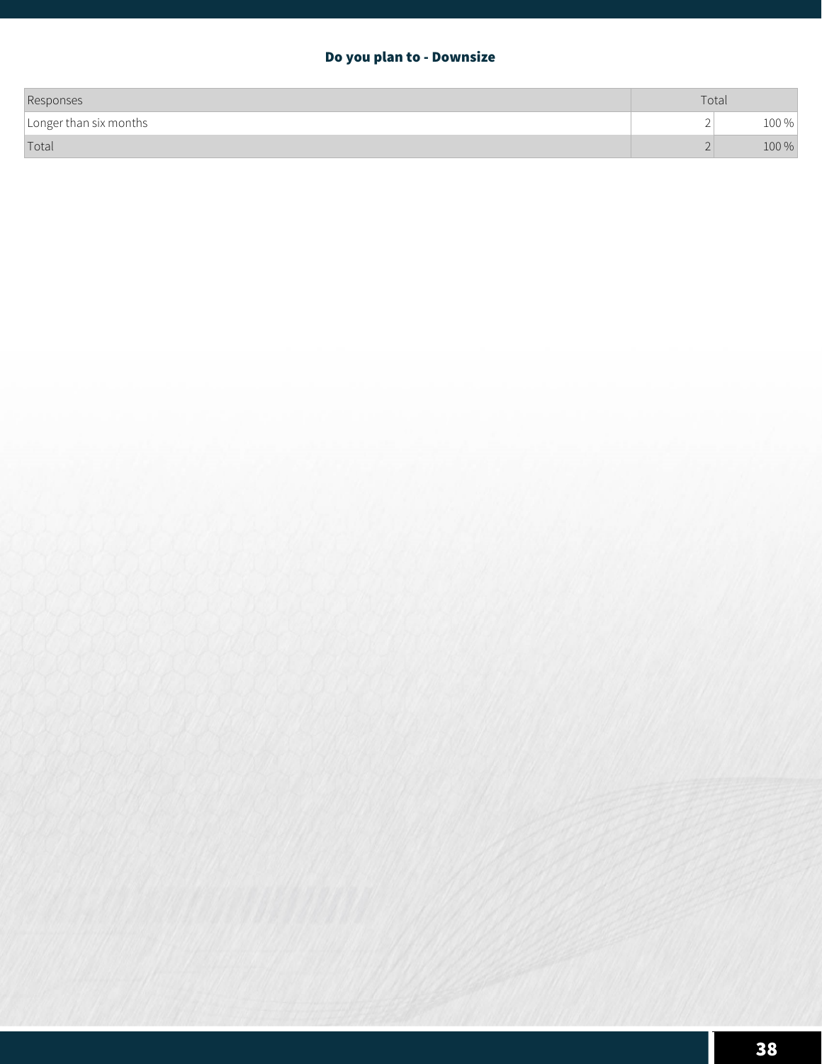### Do you plan to - Downsize

| Responses | Total | |
|---|---|---|
| Longer than six months | 2 | 100 % |
| Total | 2 | 100 % |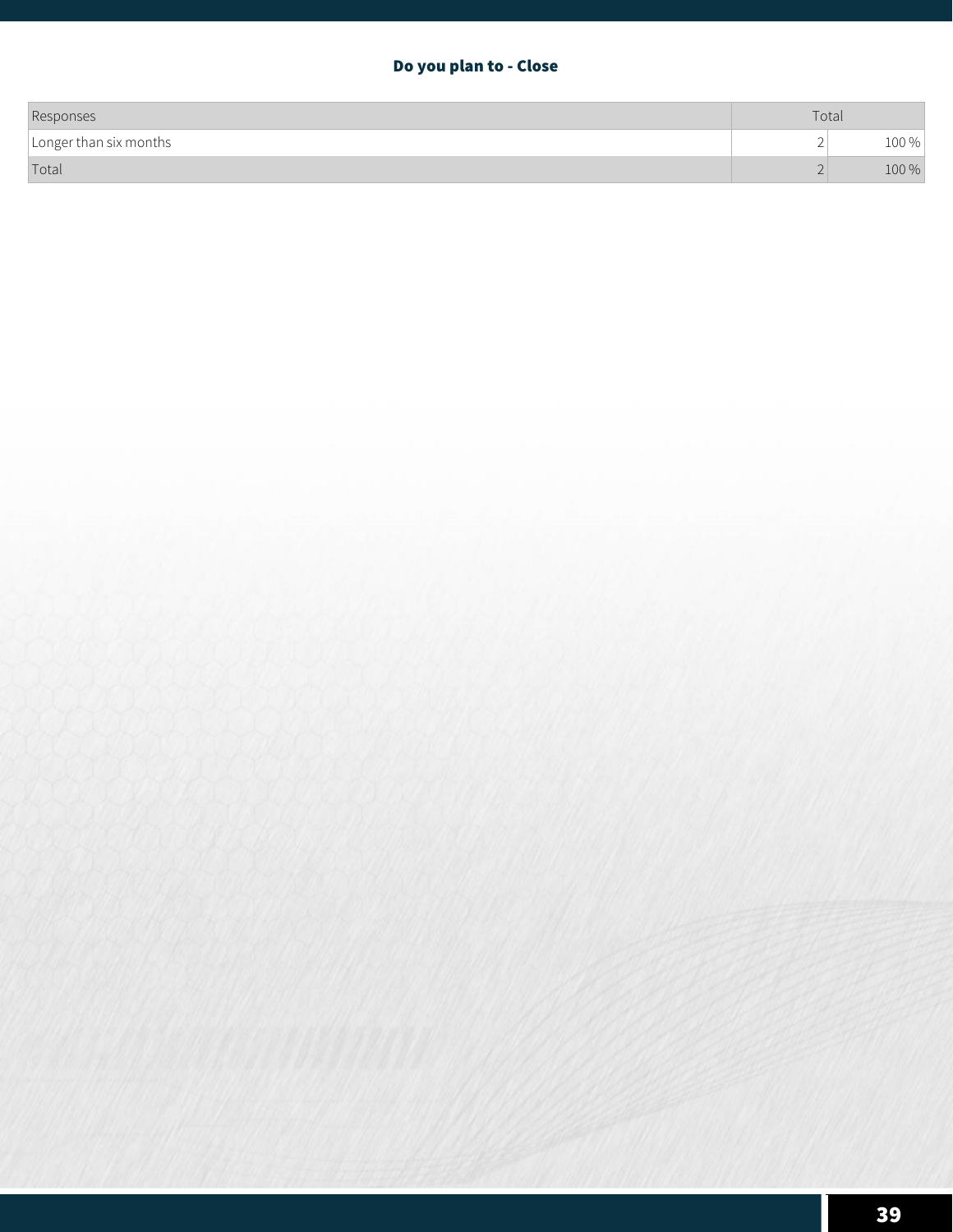### Do you plan to - Close

| Responses | Total | |
|---|---|---|
| Longer than six months | 2 | 100 % |
| Total | 2 | 100 % |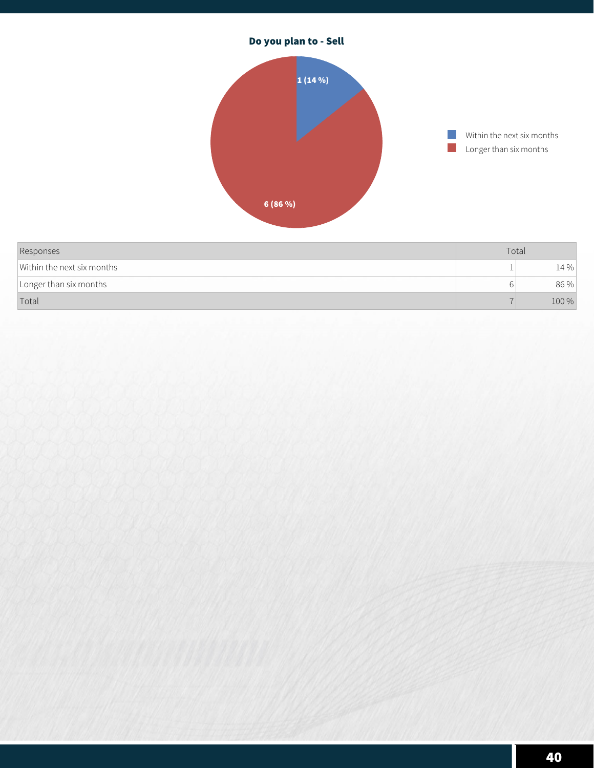**Do you plan to - Sell**

| Responses | Total | |
|---|---|---|
| Within the next six months | 1 | 14 % |
| Longer than six months | 6 | 86 % |
| Total | 7 | 100 % |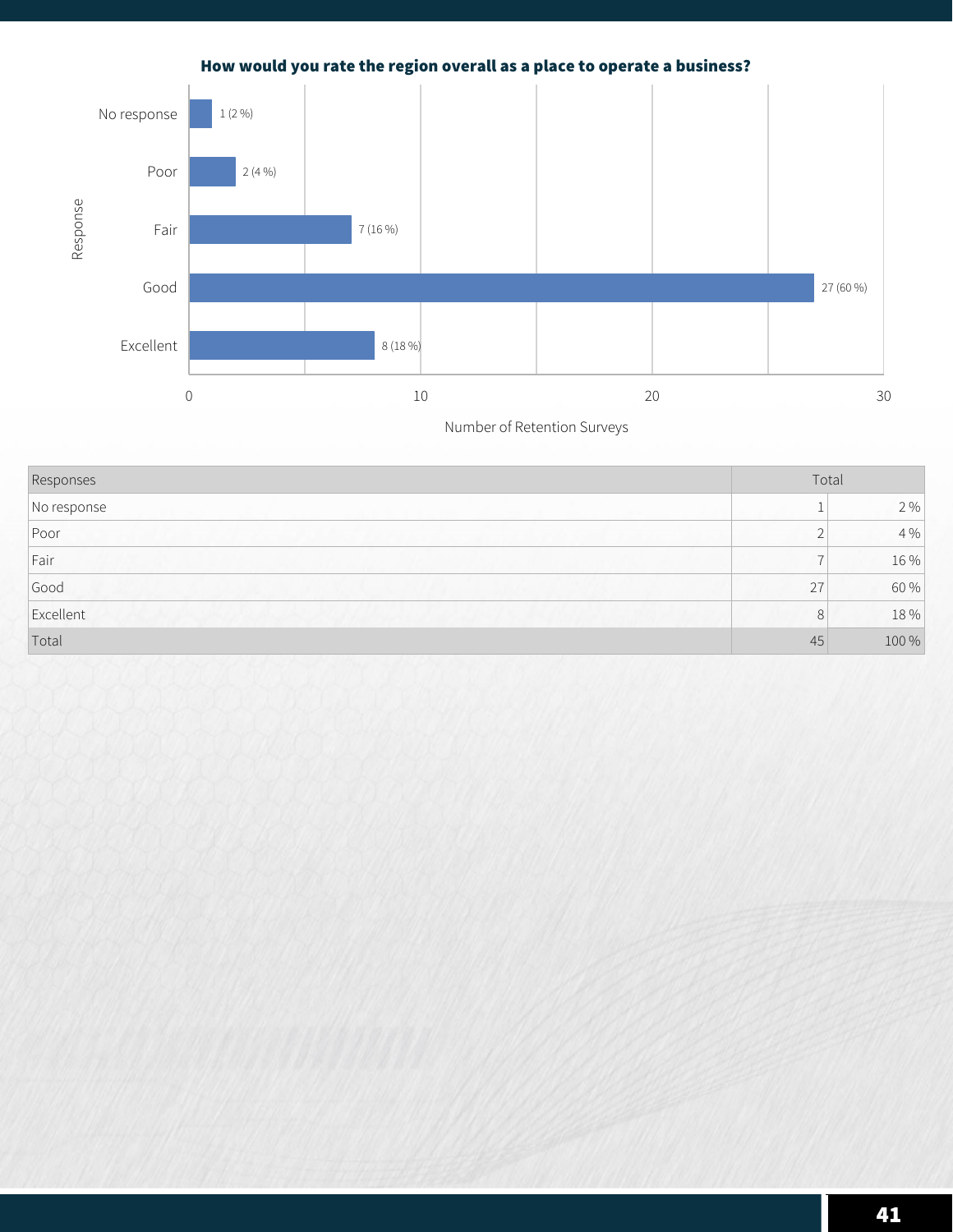**How would you rate the region overall as a place to operate a business?**

| Responses | Total | |
|---|---|---|
| No response | 1 | 2 % |
| Poor | 2 | 4 % |
| Fair | 7 | 16 % |
| Good | 27 | 60 % |
| Excellent | 8 | 18 % |
| Total | 45 | 100 % |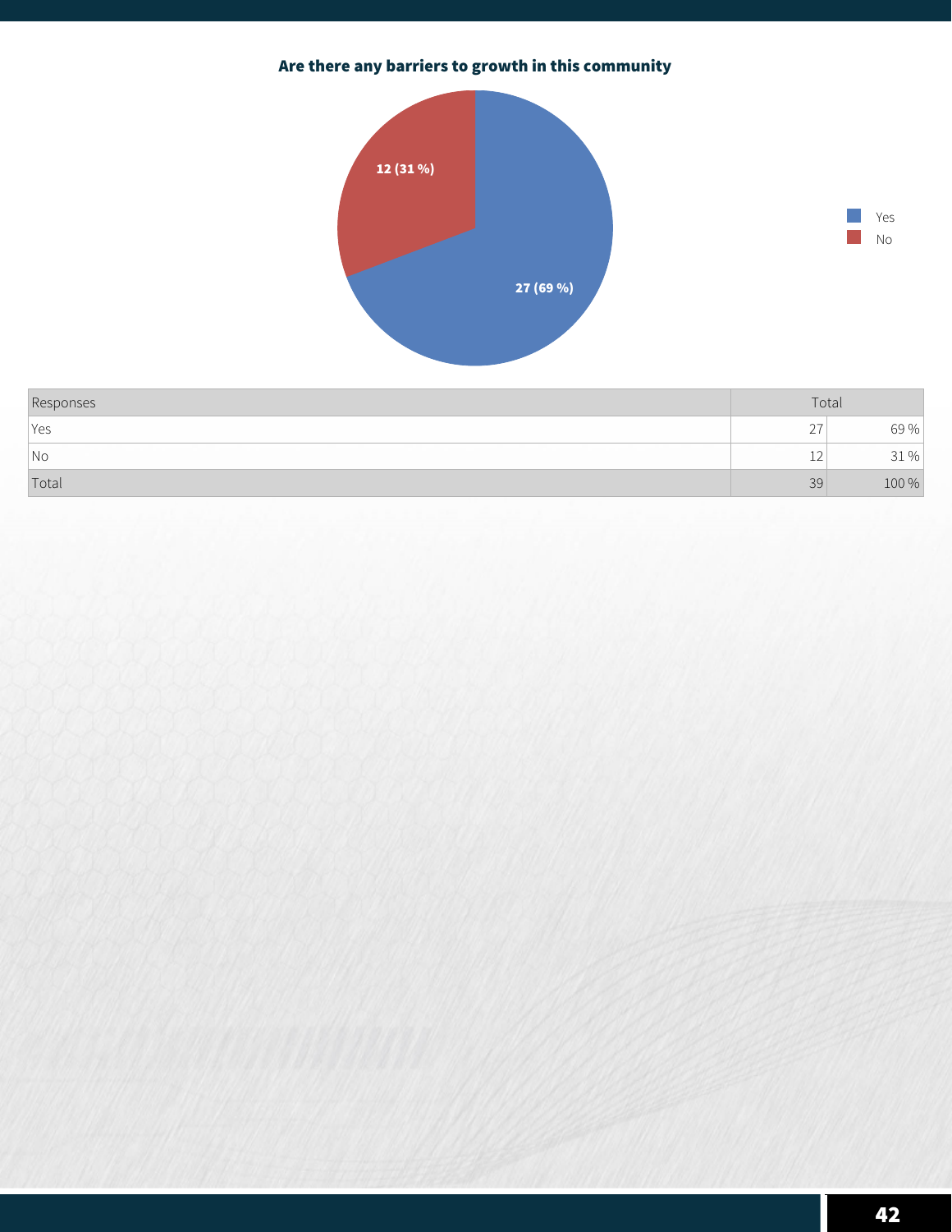### Are there any barriers to growth in this community

| Responses | Total | |
|---|---|---|
| Yes | 27 | 69 % |
| No | 12 | 31 % |
| Total | 39 | 100 % |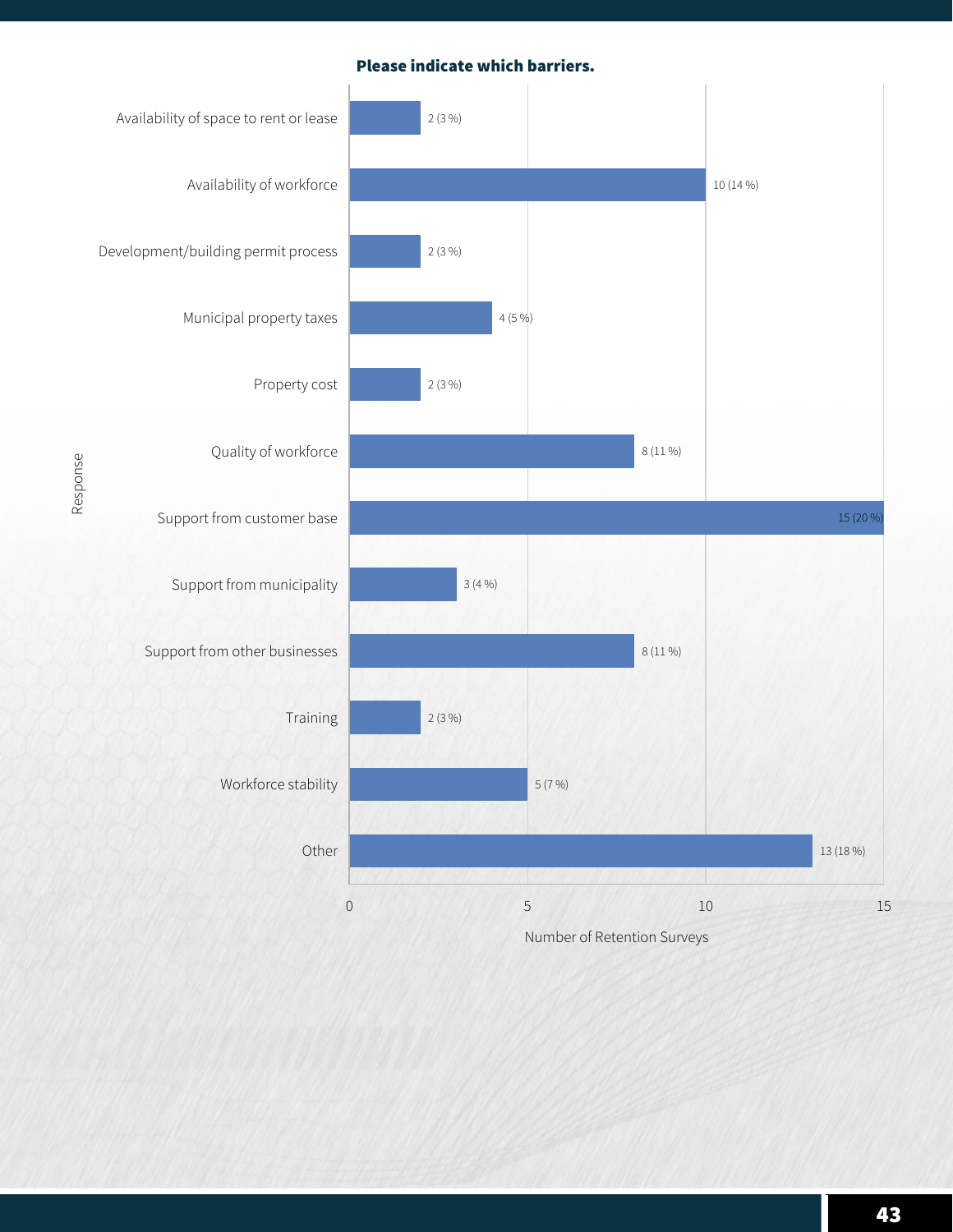**Please indicate which barriers.**

| Response | Number of Retention Surveys |
|---|---|
| Availability of space to rent or lease | 2 (3 %) |
| Availability of workforce | 10 (14 %) |
| Development/building permit process | 2 (3 %) |
| Municipal property taxes | 4 (5 %) |
| Property cost | 2 (3 %) |
| Quality of workforce | 8 (11 %) |
| Support from customer base | 15 (20 %) |
| Support from municipality | 3 (4 %) |
| Support from other businesses | 8 (11 %) |
| Training | 2 (3 %) |
| Workforce stability | 5 (7 %) |
| Other | 13 (18 %) |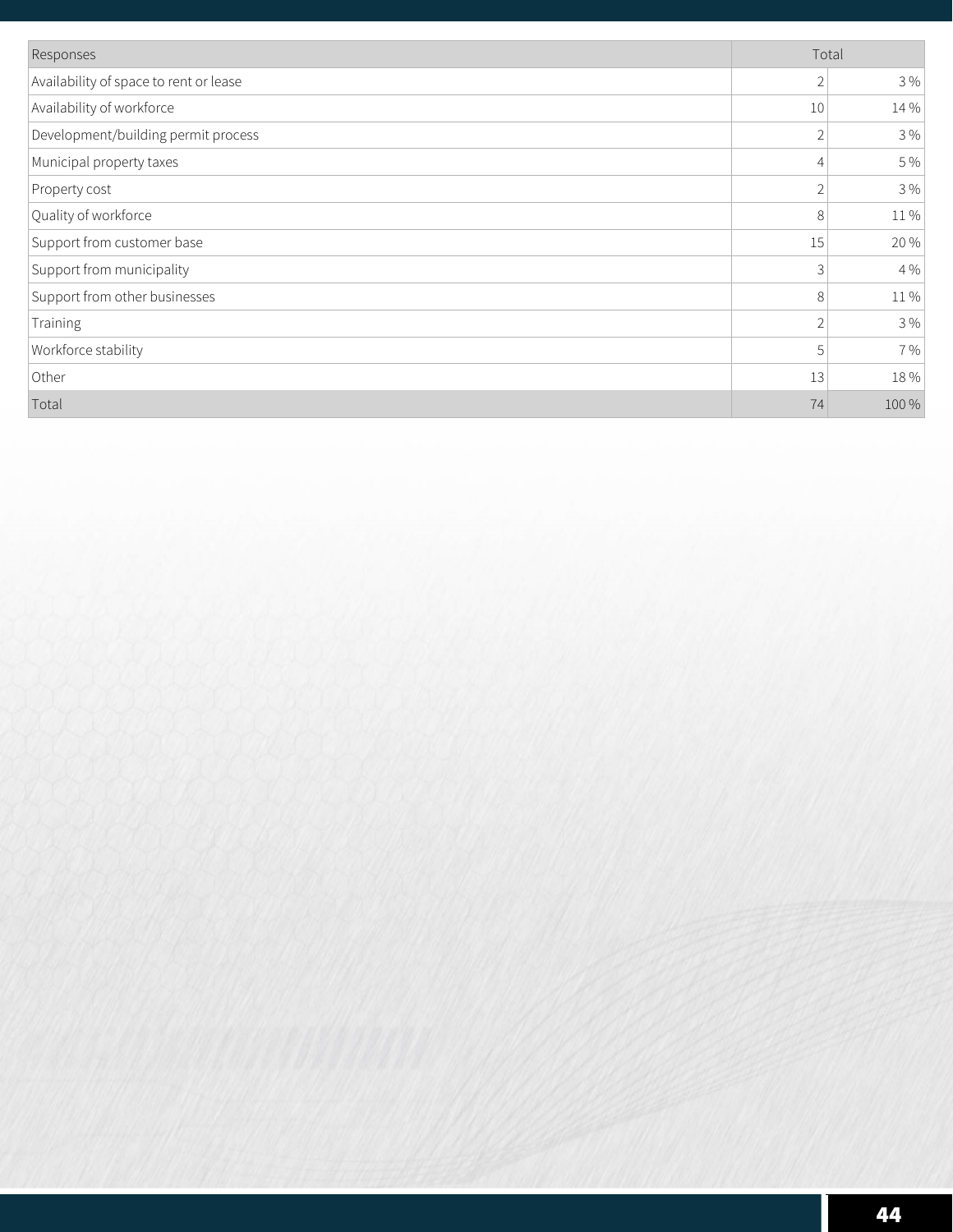| Responses | Total | |
|---|---|---|
| Availability of space to rent or lease | 2 | 3 % |
| Availability of workforce | 10 | 14 % |
| Development/building permit process | 2 | 3 % |
| Municipal property taxes | 4 | 5 % |
| Property cost | 2 | 3 % |
| Quality of workforce | 8 | 11 % |
| Support from customer base | 15 | 20 % |
| Support from municipality | 3 | 4 % |
| Support from other businesses | 8 | 11 % |
| Training | 2 | 3 % |
| Workforce stability | 5 | 7 % |
| Other | 13 | 18 % |
| Total | 74 | 100 % |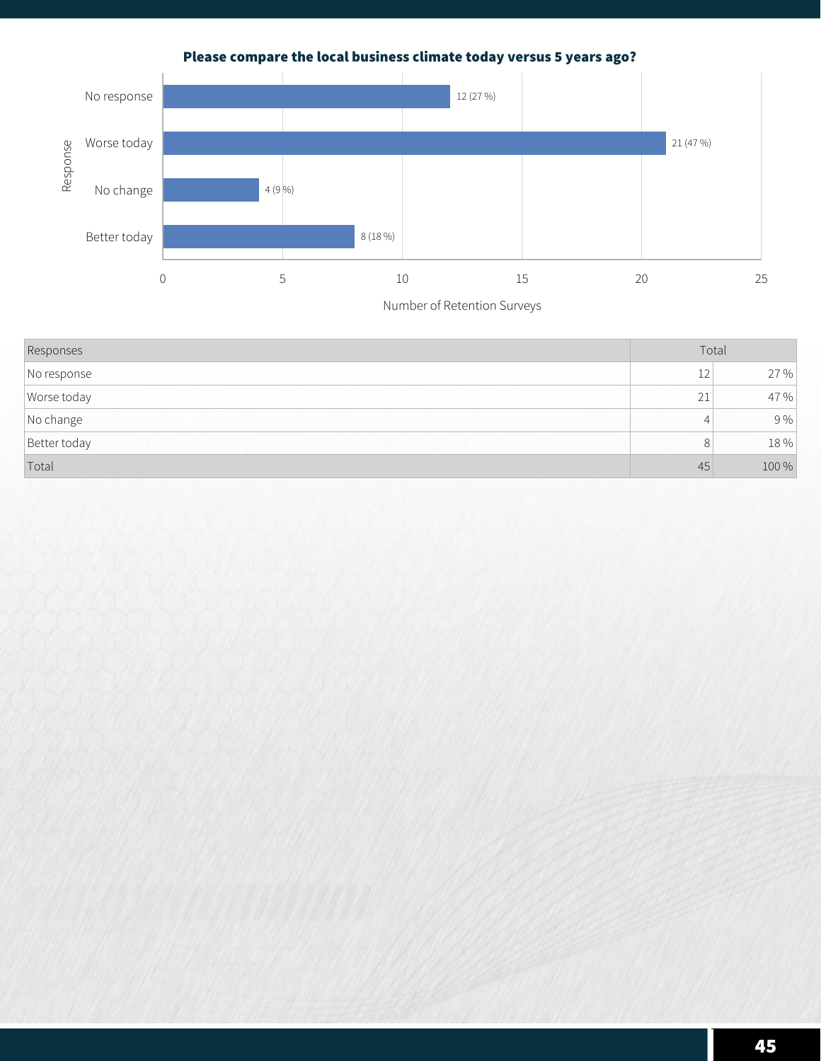**Please compare the local business climate today versus 5 years ago?**

| Responses | Total | |
|---|---|---|
| No response | 12 | 27 % |
| Worse today | 21 | 47 % |
| No change | 4 | 9 % |
| Better today | 8 | 18 % |
| Total | 45 | 100 % |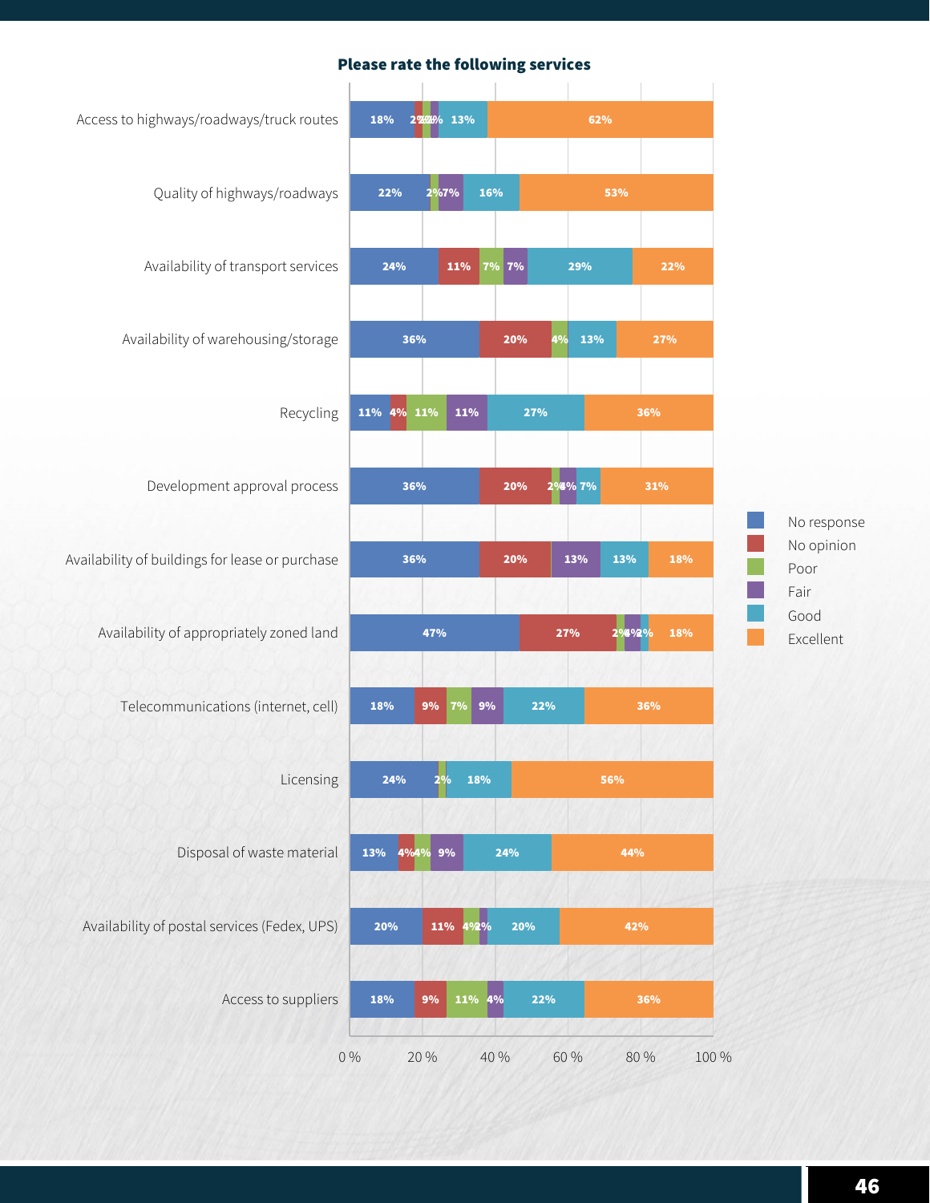## Please rate the following services

| Service | No response | No opinion | Poor | Fair | Good | Excellent |
|---|---|---|---|---|---|---|
| Access to highways/roadways/truck routes | 18% | 2% | 2% | 2% | 13% | 62% |
| Quality of highways/roadways | 22% | | 2% | 7% | 16% | 53% |
| Availability of transport services | 24% | 11% | 7% | 7% | 29% | 22% |
| Availability of warehousing/storage | 36% | 20% | 4% | | 13% | 27% |
| Recycling | 11% | 4% | 11% | 11% | 27% | 36% |
| Development approval process | 36% | 20% | 2% | 4% | 7% | 31% |
| Availability of buildings for lease or purchase | 36% | 20% | | 13% | 13% | 18% |
| Availability of appropriately zoned land | 47% | 27% | 2% | 4% | 2% | 18% |
| Telecommunications (internet, cell) | 18% | 9% | 7% | 9% | 22% | 36% |
| Licensing | 24% | | 2% | | 18% | 56% |
| Disposal of waste material | 13% | 4% | 4% | 9% | 24% | 44% |
| Availability of postal services (Fedex, UPS) | 20% | 11% | 4% | 2% | 20% | 42% |
| Access to suppliers | 18% | 9% | 11% | 4% | 22% | 36% |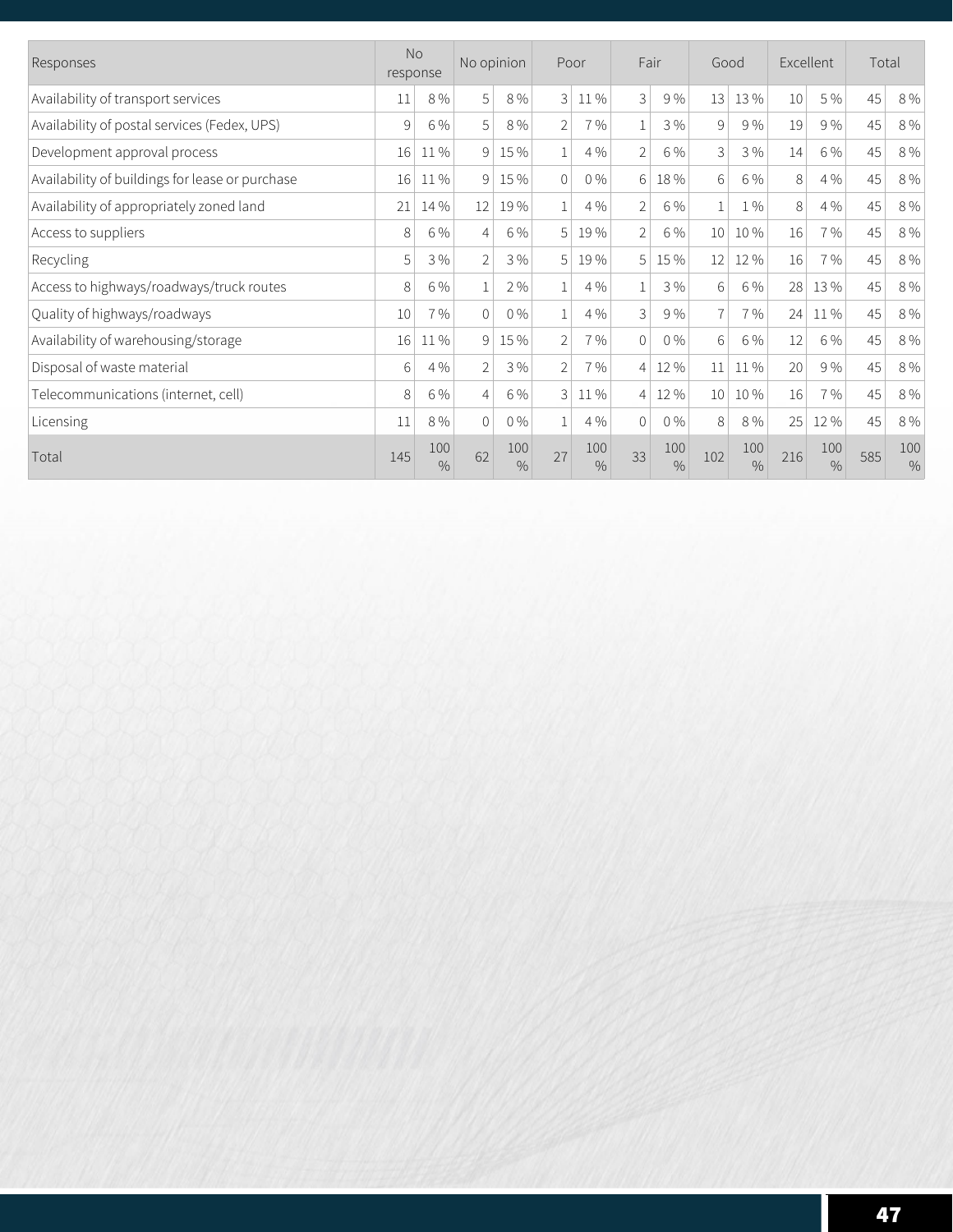| Responses | No response | | No opinion | | Poor | | Fair | | Good | | Excellent | | Total | |
|---|---|---|---|---|---|---|---|---|---|---|---|---|---|---|
| Availability of transport services | 11 | 8 % | 5 | 8 % | 3 | 11 % | 3 | 9 % | 13 | 13 % | 10 | 5 % | 45 | 8 % |
| Availability of postal services (Fedex, UPS) | 9 | 6 % | 5 | 8 % | 2 | 7 % | 1 | 3 % | 9 | 9 % | 19 | 9 % | 45 | 8 % |
| Development approval process | 16 | 11 % | 9 | 15 % | 1 | 4 % | 2 | 6 % | 3 | 3 % | 14 | 6 % | 45 | 8 % |
| Availability of buildings for lease or purchase | 16 | 11 % | 9 | 15 % | 0 | 0 % | 6 | 18 % | 6 | 6 % | 8 | 4 % | 45 | 8 % |
| Availability of appropriately zoned land | 21 | 14 % | 12 | 19 % | 1 | 4 % | 2 | 6 % | 1 | 1 % | 8 | 4 % | 45 | 8 % |
| Access to suppliers | 8 | 6 % | 4 | 6 % | 5 | 19 % | 2 | 6 % | 10 | 10 % | 16 | 7 % | 45 | 8 % |
| Recycling | 5 | 3 % | 2 | 3 % | 5 | 19 % | 5 | 15 % | 12 | 12 % | 16 | 7 % | 45 | 8 % |
| Access to highways/roadways/truck routes | 8 | 6 % | 1 | 2 % | 1 | 4 % | 1 | 3 % | 6 | 6 % | 28 | 13 % | 45 | 8 % |
| Quality of highways/roadways | 10 | 7 % | 0 | 0 % | 1 | 4 % | 3 | 9 % | 7 | 7 % | 24 | 11 % | 45 | 8 % |
| Availability of warehousing/storage | 16 | 11 % | 9 | 15 % | 2 | 7 % | 0 | 0 % | 6 | 6 % | 12 | 6 % | 45 | 8 % |
| Disposal of waste material | 6 | 4 % | 2 | 3 % | 2 | 7 % | 4 | 12 % | 11 | 11 % | 20 | 9 % | 45 | 8 % |
| Telecommunications (internet, cell) | 8 | 6 % | 4 | 6 % | 3 | 11 % | 4 | 12 % | 10 | 10 % | 16 | 7 % | 45 | 8 % |
| Licensing | 11 | 8 % | 0 | 0 % | 1 | 4 % | 0 | 0 % | 8 | 8 % | 25 | 12 % | 45 | 8 % |
| Total | 145 | 100 % | 62 | 100 % | 27 | 100 % | 33 | 100 % | 102 | 100 % | 216 | 100 % | 585 | 100 % |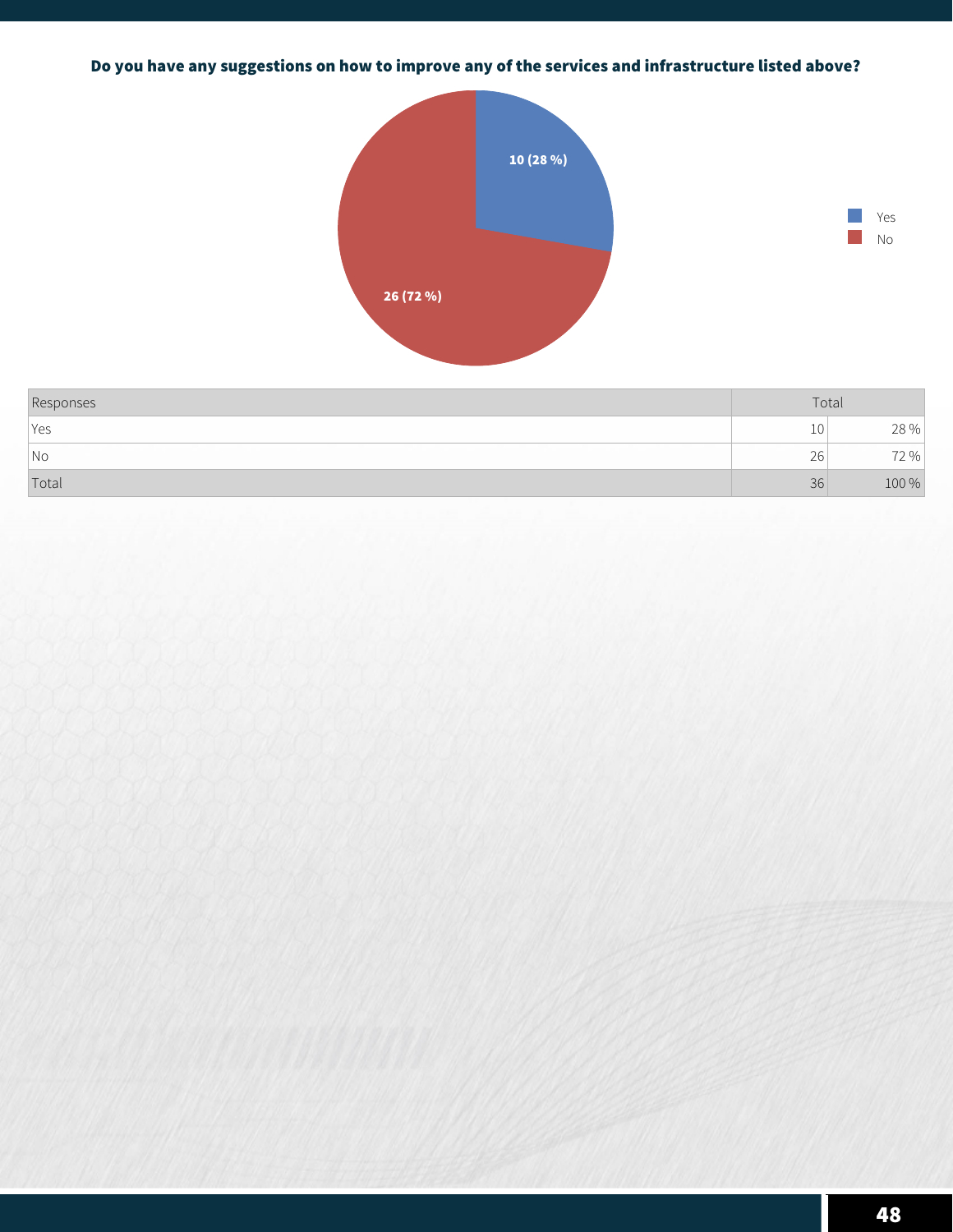**Do you have any suggestions on how to improve any of the services and infrastructure listed above?**

10 (28 %)

26 (72 %)

Yes

No

| Responses | Total | |
|---|---|---|
| Yes | 10 | 28 % |
| No | 26 | 72 % |
| Total | 36 | 100 % |